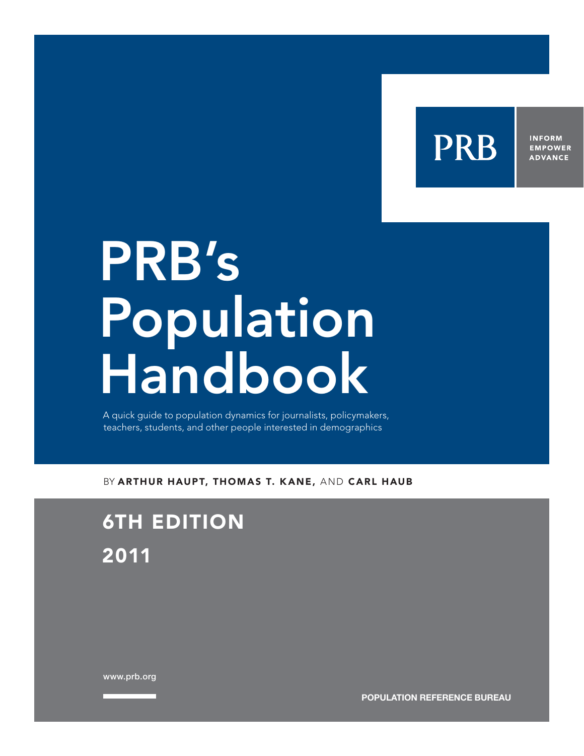PRB

INFORM
EMPOWER
ADVANCE

# PRB's Population Handbook

A quick guide to population dynamics for journalists, policymakers, teachers, students, and other people interested in demographics

BY **ARTHUR HAUPT, THOMAS T. KANE,** AND **CARL HAUB**

## 6TH EDITION

## 2011

www.prb.org

**POPULATION REFERENCE BUREAU**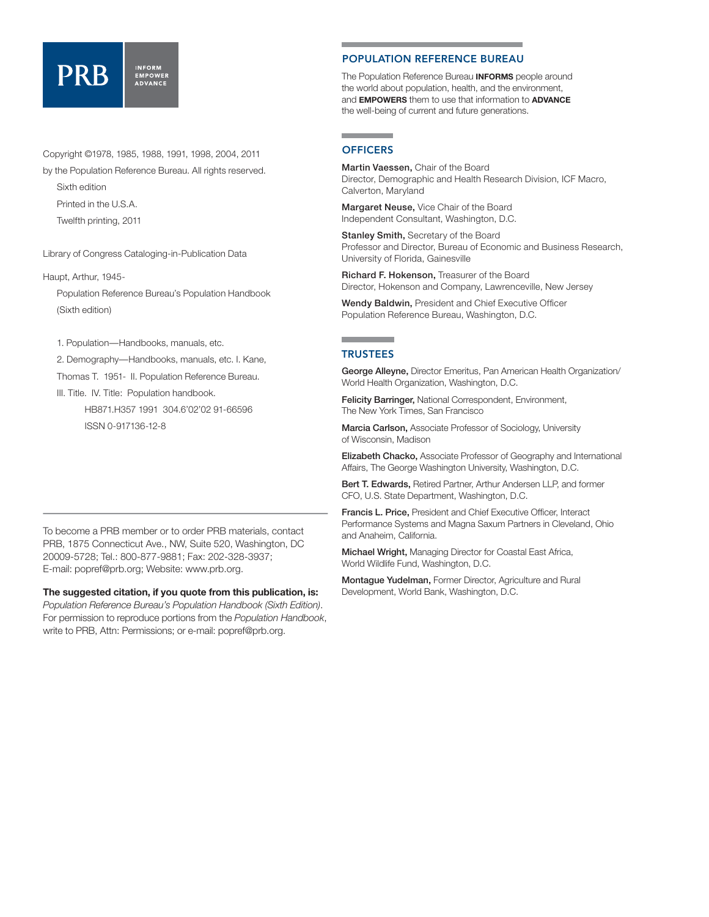PRB

INFORM
EMPOWER
ADVANCE

Copyright ©1978, 1985, 1988, 1991, 1998, 2004, 2011
by the Population Reference Bureau. All rights reserved.

Sixth edition

Printed in the U.S.A.

Twelfth printing, 2011

Library of Congress Cataloging-in-Publication Data

Haupt, Arthur, 1945-

Population Reference Bureau's Population Handbook
(Sixth edition)

1. Population—Handbooks, manuals, etc.
2. Demography—Handbooks, manuals, etc. I. Kane, Thomas T. 1951- II. Population Reference Bureau.
III. Title. IV. Title: Population handbook.

HB871.H357 1991 304.6'02'02 91-66596

ISSN 0-917136-12-8

---

To become a PRB member or to order PRB materials, contact PRB, 1875 Connecticut Ave., NW, Suite 520, Washington, DC 20009-5728; Tel.: 800-877-9881; Fax: 202-328-3937; E-mail: popref@prb.org; Website: www.prb.org.

**The suggested citation, if you quote from this publication, is:**
*Population Reference Bureau's Population Handbook (Sixth Edition)*. For permission to reproduce portions from the *Population Handbook*, write to PRB, Attn: Permissions; or e-mail: popref@prb.org.

## POPULATION REFERENCE BUREAU

The Population Reference Bureau **INFORMS** people around the world about population, health, and the environment, and **EMPOWERS** them to use that information to **ADVANCE** the well-being of current and future generations.

## OFFICERS

**Martin Vaessen,** Chair of the Board
Director, Demographic and Health Research Division, ICF Macro, Calverton, Maryland

**Margaret Neuse,** Vice Chair of the Board
Independent Consultant, Washington, D.C.

**Stanley Smith,** Secretary of the Board
Professor and Director, Bureau of Economic and Business Research, University of Florida, Gainesville

**Richard F. Hokenson,** Treasurer of the Board
Director, Hokenson and Company, Lawrenceville, New Jersey

**Wendy Baldwin,** President and Chief Executive Officer
Population Reference Bureau, Washington, D.C.

## TRUSTEES

**George Alleyne,** Director Emeritus, Pan American Health Organization/ World Health Organization, Washington, D.C.

**Felicity Barringer,** National Correspondent, Environment, The New York Times, San Francisco

**Marcia Carlson,** Associate Professor of Sociology, University of Wisconsin, Madison

**Elizabeth Chacko,** Associate Professor of Geography and International Affairs, The George Washington University, Washington, D.C.

**Bert T. Edwards,** Retired Partner, Arthur Andersen LLP, and former CFO, U.S. State Department, Washington, D.C.

**Francis L. Price,** President and Chief Executive Officer, Interact Performance Systems and Magna Saxum Partners in Cleveland, Ohio and Anaheim, California.

**Michael Wright,** Managing Director for Coastal East Africa, World Wildlife Fund, Washington, D.C.

**Montague Yudelman,** Former Director, Agriculture and Rural Development, World Bank, Washington, D.C.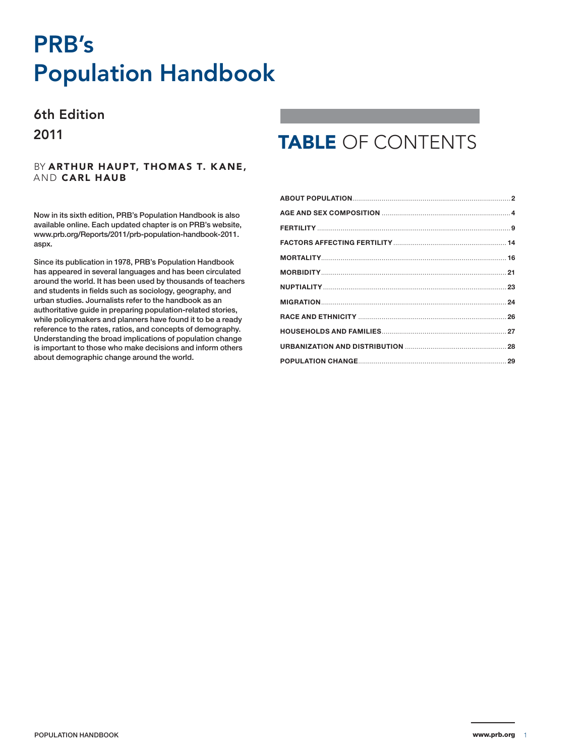# PRB's Population Handbook

## 6th Edition

## 2011

BY **ARTHUR HAUPT, THOMAS T. KANE,** AND **CARL HAUB**

**Now in its sixth edition, PRB's Population Handbook is also available online. Each updated chapter is on PRB's website, www.prb.org/Reports/2011/prb-population-handbook-2011.aspx.**

**Since its publication in 1978, PRB's Population Handbook has appeared in several languages and has been circulated around the world. It has been used by thousands of teachers and students in fields such as sociology, geography, and urban studies. Journalists refer to the handbook as an authoritative guide in preparing population-related stories, while policymakers and planners have found it to be a ready reference to the rates, ratios, and concepts of demography. Understanding the broad implications of population change is important to those who make decisions and inform others about demographic change around the world.**

## TABLE OF CONTENTS

- **ABOUT POPULATION** .......... 2
- **AGE AND SEX COMPOSITION** .......... 4
- **FERTILITY** .......... 9
- **FACTORS AFFECTING FERTILITY** .......... 14
- **MORTALITY** .......... 16
- **MORBIDITY** .......... 21
- **NUPTIALITY** .......... 23
- **MIGRATION** .......... 24
- **RACE AND ETHNICITY** .......... 26
- **HOUSEHOLDS AND FAMILIES** .......... 27
- **URBANIZATION AND DISTRIBUTION** .......... 28
- **POPULATION CHANGE** .......... 29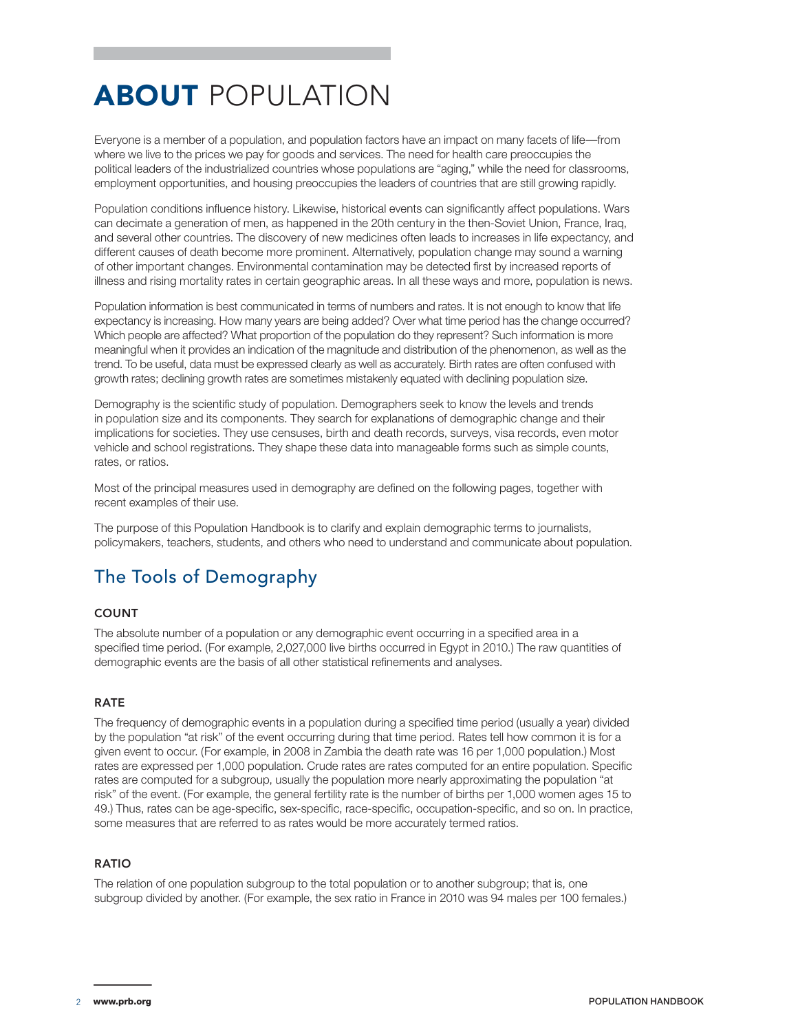# **ABOUT** POPULATION

Everyone is a member of a population, and population factors have an impact on many facets of life—from where we live to the prices we pay for goods and services. The need for health care preoccupies the political leaders of the industrialized countries whose populations are "aging," while the need for classrooms, employment opportunities, and housing preoccupies the leaders of countries that are still growing rapidly.

Population conditions influence history. Likewise, historical events can significantly affect populations. Wars can decimate a generation of men, as happened in the 20th century in the then-Soviet Union, France, Iraq, and several other countries. The discovery of new medicines often leads to increases in life expectancy, and different causes of death become more prominent. Alternatively, population change may sound a warning of other important changes. Environmental contamination may be detected first by increased reports of illness and rising mortality rates in certain geographic areas. In all these ways and more, population is news.

Population information is best communicated in terms of numbers and rates. It is not enough to know that life expectancy is increasing. How many years are being added? Over what time period has the change occurred? Which people are affected? What proportion of the population do they represent? Such information is more meaningful when it provides an indication of the magnitude and distribution of the phenomenon, as well as the trend. To be useful, data must be expressed clearly as well as accurately. Birth rates are often confused with growth rates; declining growth rates are sometimes mistakenly equated with declining population size.

Demography is the scientific study of population. Demographers seek to know the levels and trends in population size and its components. They search for explanations of demographic change and their implications for societies. They use censuses, birth and death records, surveys, visa records, even motor vehicle and school registrations. They shape these data into manageable forms such as simple counts, rates, or ratios.

Most of the principal measures used in demography are defined on the following pages, together with recent examples of their use.

The purpose of this Population Handbook is to clarify and explain demographic terms to journalists, policymakers, teachers, students, and others who need to understand and communicate about population.

## The Tools of Demography

### COUNT

The absolute number of a population or any demographic event occurring in a specified area in a specified time period. (For example, 2,027,000 live births occurred in Egypt in 2010.) The raw quantities of demographic events are the basis of all other statistical refinements and analyses.

### RATE

The frequency of demographic events in a population during a specified time period (usually a year) divided by the population "at risk" of the event occurring during that time period. Rates tell how common it is for a given event to occur. (For example, in 2008 in Zambia the death rate was 16 per 1,000 population.) Most rates are expressed per 1,000 population. Crude rates are rates computed for an entire population. Specific rates are computed for a subgroup, usually the population more nearly approximating the population "at risk" of the event. (For example, the general fertility rate is the number of births per 1,000 women ages 15 to 49.) Thus, rates can be age-specific, sex-specific, race-specific, occupation-specific, and so on. In practice, some measures that are referred to as rates would be more accurately termed ratios.

### RATIO

The relation of one population subgroup to the total population or to another subgroup; that is, one subgroup divided by another. (For example, the sex ratio in France in 2010 was 94 males per 100 females.)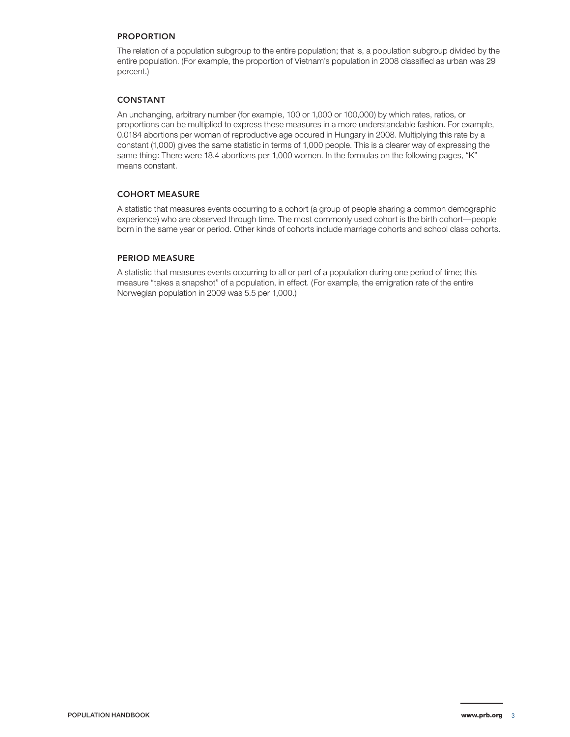### PROPORTION

The relation of a population subgroup to the entire population; that is, a population subgroup divided by the entire population. (For example, the proportion of Vietnam's population in 2008 classified as urban was 29 percent.)

### CONSTANT

An unchanging, arbitrary number (for example, 100 or 1,000 or 100,000) by which rates, ratios, or proportions can be multiplied to express these measures in a more understandable fashion. For example, 0.0184 abortions per woman of reproductive age occured in Hungary in 2008. Multiplying this rate by a constant (1,000) gives the same statistic in terms of 1,000 people. This is a clearer way of expressing the same thing: There were 18.4 abortions per 1,000 women. In the formulas on the following pages, "K" means constant.

### COHORT MEASURE

A statistic that measures events occurring to a cohort (a group of people sharing a common demographic experience) who are observed through time. The most commonly used cohort is the birth cohort—people born in the same year or period. Other kinds of cohorts include marriage cohorts and school class cohorts.

### PERIOD MEASURE

A statistic that measures events occurring to all or part of a population during one period of time; this measure "takes a snapshot" of a population, in effect. (For example, the emigration rate of the entire Norwegian population in 2009 was 5.5 per 1,000.)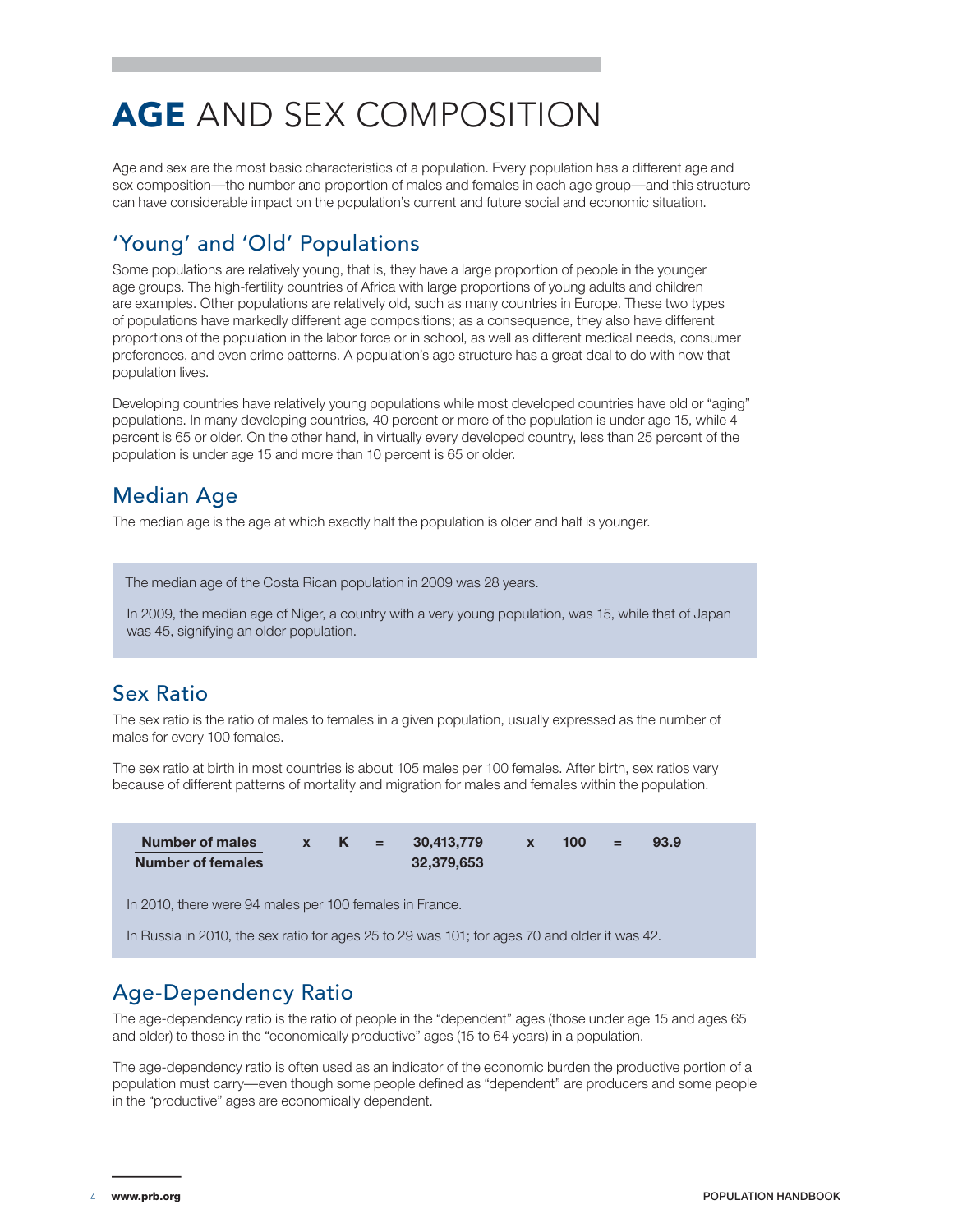# **AGE** AND SEX COMPOSITION

Age and sex are the most basic characteristics of a population. Every population has a different age and sex composition—the number and proportion of males and females in each age group—and this structure can have considerable impact on the population's current and future social and economic situation.

## 'Young' and 'Old' Populations

Some populations are relatively young, that is, they have a large proportion of people in the younger age groups. The high-fertility countries of Africa with large proportions of young adults and children are examples. Other populations are relatively old, such as many countries in Europe. These two types of populations have markedly different age compositions; as a consequence, they also have different proportions of the population in the labor force or in school, as well as different medical needs, consumer preferences, and even crime patterns. A population's age structure has a great deal to do with how that population lives.

Developing countries have relatively young populations while most developed countries have old or "aging" populations. In many developing countries, 40 percent or more of the population is under age 15, while 4 percent is 65 or older. On the other hand, in virtually every developed country, less than 25 percent of the population is under age 15 and more than 10 percent is 65 or older.

## Median Age

The median age is the age at which exactly half the population is older and half is younger.

> The median age of the Costa Rican population in 2009 was 28 years.
>
> In 2009, the median age of Niger, a country with a very young population, was 15, while that of Japan was 45, signifying an older population.

## Sex Ratio

The sex ratio is the ratio of males to females in a given population, usually expressed as the number of males for every 100 females.

The sex ratio at birth in most countries is about 105 males per 100 females. After birth, sex ratios vary because of different patterns of mortality and migration for males and females within the population.

$$\frac{\textbf{Number of males}}{\textbf{Number of females}} \times K = \frac{30{,}413{,}779}{32{,}379{,}653} \times 100 = 93.9$$

> In 2010, there were 94 males per 100 females in France.
>
> In Russia in 2010, the sex ratio for ages 25 to 29 was 101; for ages 70 and older it was 42.

## Age-Dependency Ratio

The age-dependency ratio is the ratio of people in the "dependent" ages (those under age 15 and ages 65 and older) to those in the "economically productive" ages (15 to 64 years) in a population.

The age-dependency ratio is often used as an indicator of the economic burden the productive portion of a population must carry—even though some people defined as "dependent" are producers and some people in the "productive" ages are economically dependent.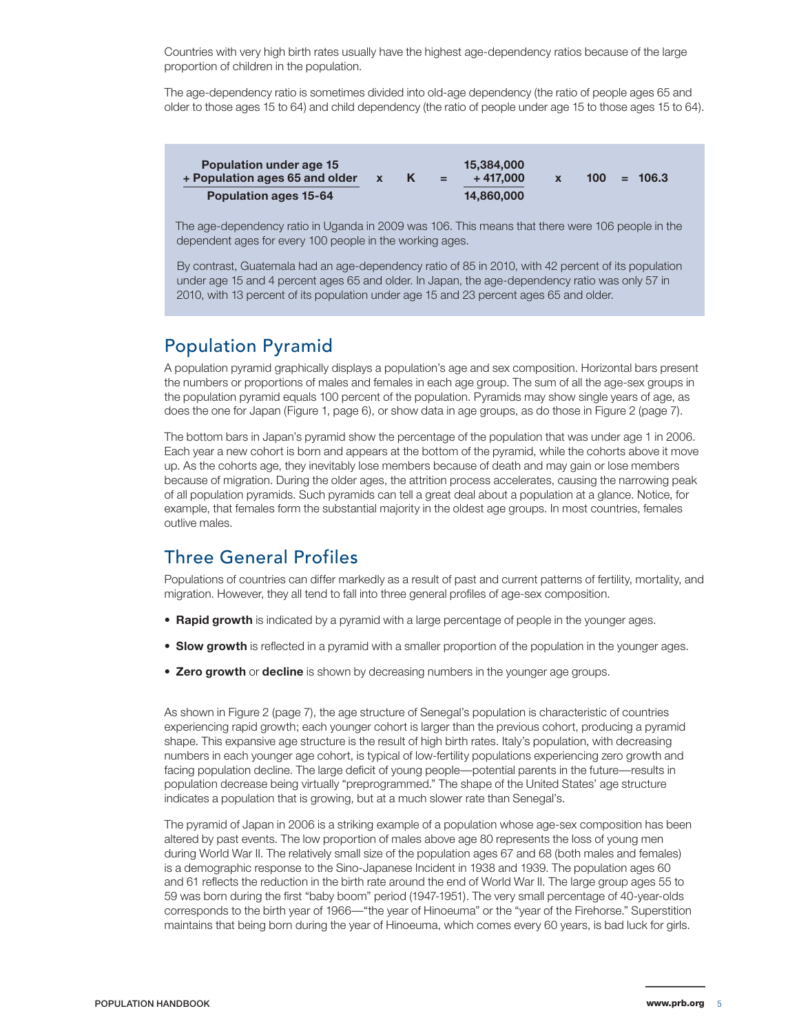Countries with very high birth rates usually have the highest age-dependency ratios because of the large proportion of children in the population.

The age-dependency ratio is sometimes divided into old-age dependency (the ratio of people ages 65 and older to those ages 15 to 64) and child dependency (the ratio of people under age 15 to those ages 15 to 64).

$$\frac{\text{Population under age 15} + \text{Population ages 65 and older}}{\text{Population ages 15-64}} \times K = \frac{15{,}384{,}000 + 417{,}000}{14{,}860{,}000} \times 100 = 106.3$$

The age-dependency ratio in Uganda in 2009 was 106. This means that there were 106 people in the dependent ages for every 100 people in the working ages.

By contrast, Guatemala had an age-dependency ratio of 85 in 2010, with 42 percent of its population under age 15 and 4 percent ages 65 and older. In Japan, the age-dependency ratio was only 57 in 2010, with 13 percent of its population under age 15 and 23 percent ages 65 and older.

## Population Pyramid

A population pyramid graphically displays a population's age and sex composition. Horizontal bars present the numbers or proportions of males and females in each age group. The sum of all the age-sex groups in the population pyramid equals 100 percent of the population. Pyramids may show single years of age, as does the one for Japan (Figure 1, page 6), or show data in age groups, as do those in Figure 2 (page 7).

The bottom bars in Japan's pyramid show the percentage of the population that was under age 1 in 2006. Each year a new cohort is born and appears at the bottom of the pyramid, while the cohorts above it move up. As the cohorts age, they inevitably lose members because of death and may gain or lose members because of migration. During the older ages, the attrition process accelerates, causing the narrowing peak of all population pyramids. Such pyramids can tell a great deal about a population at a glance. Notice, for example, that females form the substantial majority in the oldest age groups. In most countries, females outlive males.

## Three General Profiles

Populations of countries can differ markedly as a result of past and current patterns of fertility, mortality, and migration. However, they all tend to fall into three general profiles of age-sex composition.

- **Rapid growth** is indicated by a pyramid with a large percentage of people in the younger ages.
- **Slow growth** is reflected in a pyramid with a smaller proportion of the population in the younger ages.
- **Zero growth** or **decline** is shown by decreasing numbers in the younger age groups.

As shown in Figure 2 (page 7), the age structure of Senegal's population is characteristic of countries experiencing rapid growth; each younger cohort is larger than the previous cohort, producing a pyramid shape. This expansive age structure is the result of high birth rates. Italy's population, with decreasing numbers in each younger age cohort, is typical of low-fertility populations experiencing zero growth and facing population decline. The large deficit of young people—potential parents in the future—results in population decrease being virtually "preprogrammed." The shape of the United States' age structure indicates a population that is growing, but at a much slower rate than Senegal's.

The pyramid of Japan in 2006 is a striking example of a population whose age-sex composition has been altered by past events. The low proportion of males above age 80 represents the loss of young men during World War II. The relatively small size of the population ages 67 and 68 (both males and females) is a demographic response to the Sino-Japanese Incident in 1938 and 1939. The population ages 60 and 61 reflects the reduction in the birth rate around the end of World War II. The large group ages 55 to 59 was born during the first "baby boom" period (1947-1951). The very small percentage of 40-year-olds corresponds to the birth year of 1966—"the year of Hinoeuma" or the "year of the Firehorse." Superstition maintains that being born during the year of Hinoeuma, which comes every 60 years, is bad luck for girls.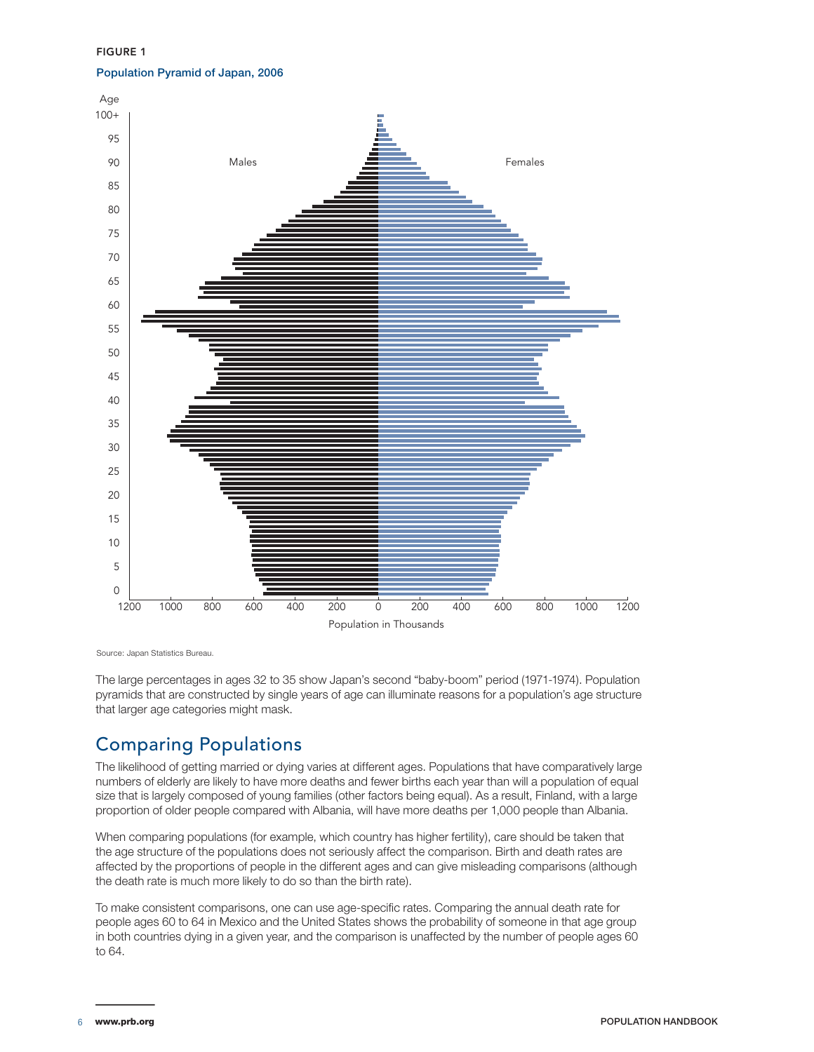**FIGURE 1**

**Population Pyramid of Japan, 2006**

Source: Japan Statistics Bureau.

The large percentages in ages 32 to 35 show Japan's second "baby-boom" period (1971-1974). Population pyramids that are constructed by single years of age can illuminate reasons for a population's age structure that larger age categories might mask.

## Comparing Populations

The likelihood of getting married or dying varies at different ages. Populations that have comparatively large numbers of elderly are likely to have more deaths and fewer births each year than will a population of equal size that is largely composed of young families (other factors being equal). As a result, Finland, with a large proportion of older people compared with Albania, will have more deaths per 1,000 people than Albania.

When comparing populations (for example, which country has higher fertility), care should be taken that the age structure of the populations does not seriously affect the comparison. Birth and death rates are affected by the proportions of people in the different ages and can give misleading comparisons (although the death rate is much more likely to do so than the birth rate).

To make consistent comparisons, one can use age-specific rates. Comparing the annual death rate for people ages 60 to 64 in Mexico and the United States shows the probability of someone in that age group in both countries dying in a given year, and the comparison is unaffected by the number of people ages 60 to 64.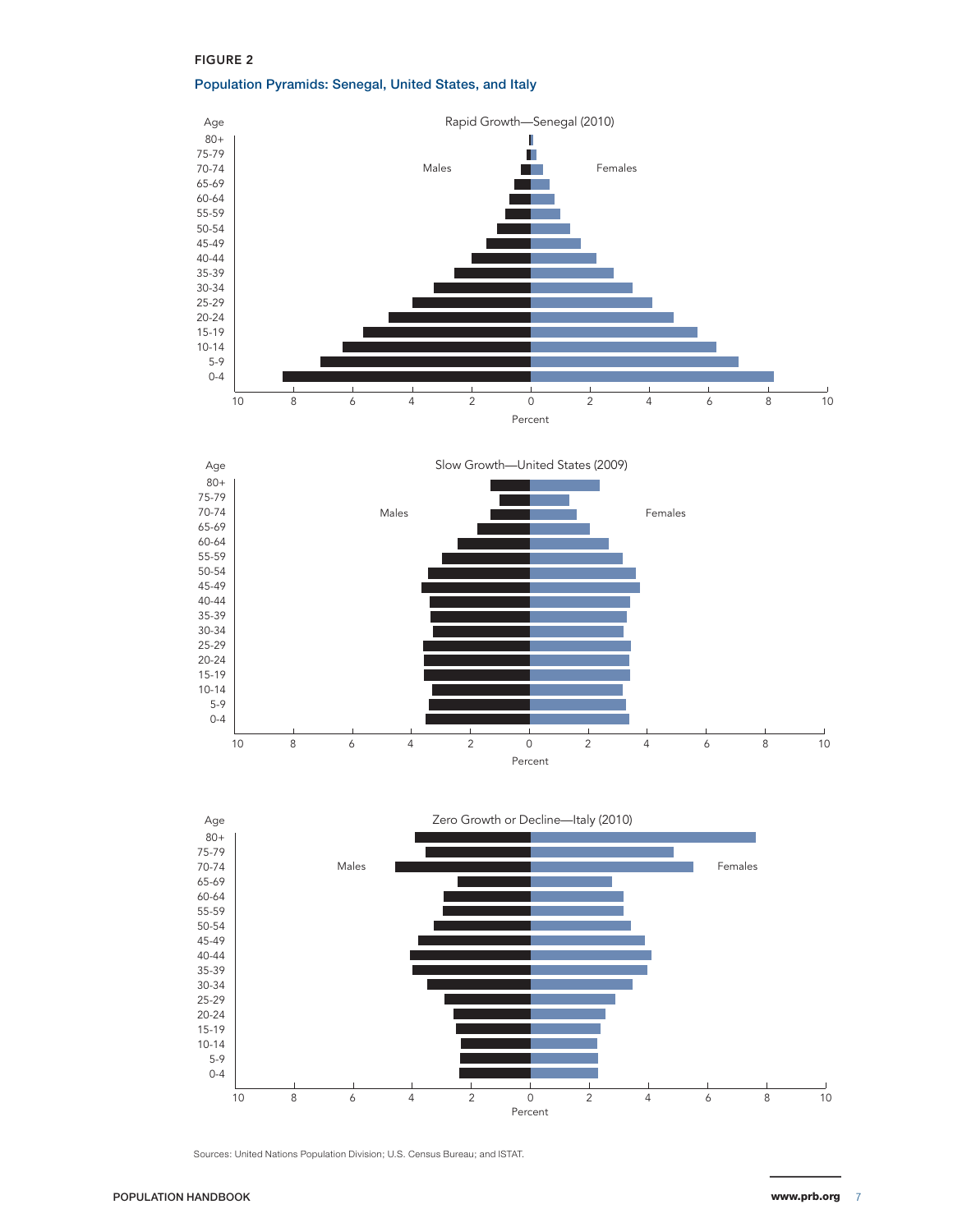**FIGURE 2**

**Population Pyramids: Senegal, United States, and Italy**

Rapid Growth—Senegal (2010)

Slow Growth—United States (2009)

Zero Growth or Decline—Italy (2010)

Sources: United Nations Population Division; U.S. Census Bureau; and ISTAT.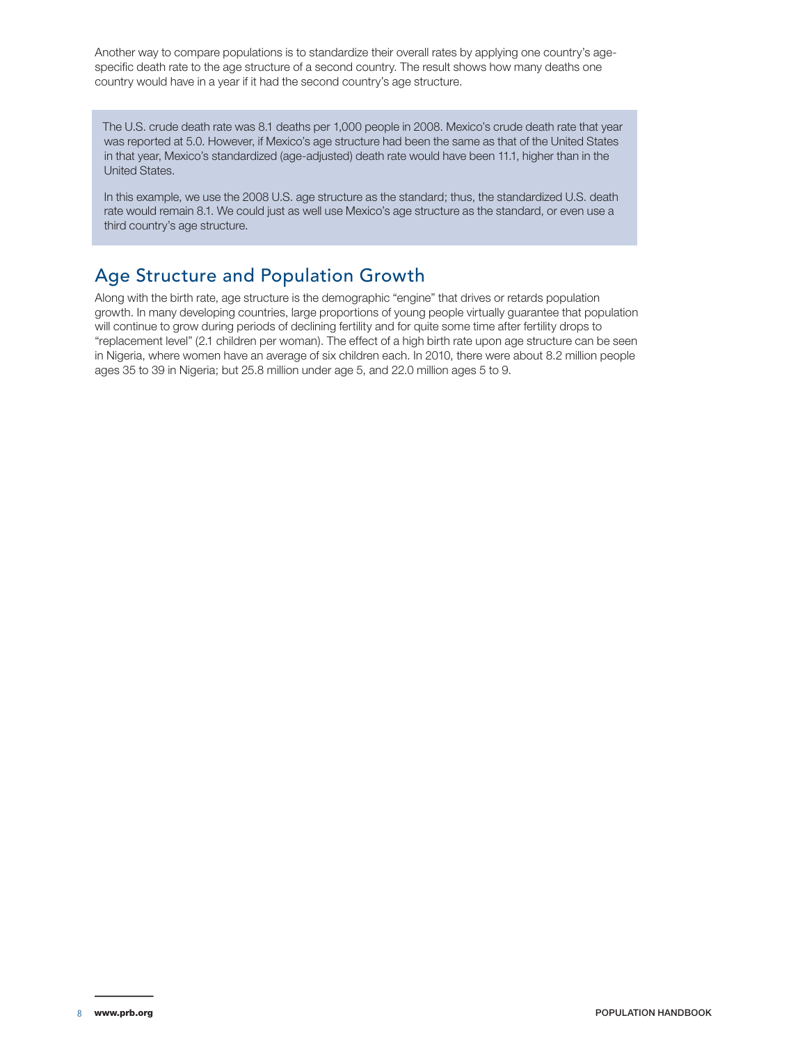Another way to compare populations is to standardize their overall rates by applying one country's age-specific death rate to the age structure of a second country. The result shows how many deaths one country would have in a year if it had the second country's age structure.

> The U.S. crude death rate was 8.1 deaths per 1,000 people in 2008. Mexico's crude death rate that year was reported at 5.0. However, if Mexico's age structure had been the same as that of the United States in that year, Mexico's standardized (age-adjusted) death rate would have been 11.1, higher than in the United States.
>
> In this example, we use the 2008 U.S. age structure as the standard; thus, the standardized U.S. death rate would remain 8.1. We could just as well use Mexico's age structure as the standard, or even use a third country's age structure.

## Age Structure and Population Growth

Along with the birth rate, age structure is the demographic "engine" that drives or retards population growth. In many developing countries, large proportions of young people virtually guarantee that population will continue to grow during periods of declining fertility and for quite some time after fertility drops to "replacement level" (2.1 children per woman). The effect of a high birth rate upon age structure can be seen in Nigeria, where women have an average of six children each. In 2010, there were about 8.2 million people ages 35 to 39 in Nigeria; but 25.8 million under age 5, and 22.0 million ages 5 to 9.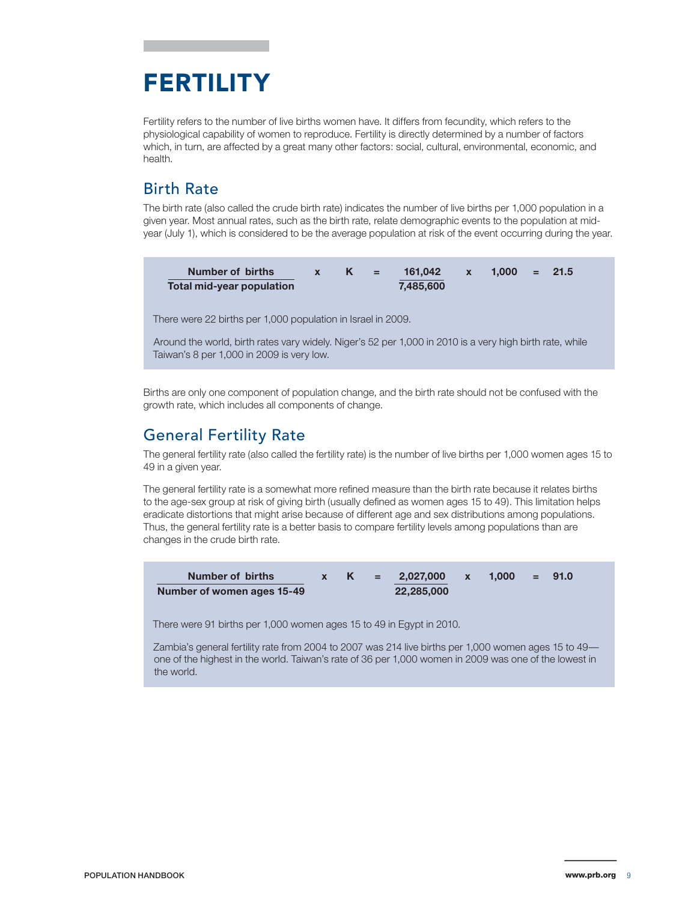# FERTILITY

Fertility refers to the number of live births women have. It differs from fecundity, which refers to the physiological capability of women to reproduce. Fertility is directly determined by a number of factors which, in turn, are affected by a great many other factors: social, cultural, environmental, economic, and health.

## Birth Rate

The birth rate (also called the crude birth rate) indicates the number of live births per 1,000 population in a given year. Most annual rates, such as the birth rate, relate demographic events to the population at mid-year (July 1), which is considered to be the average population at risk of the event occurring during the year.

$$\frac{\text{Number of births}}{\text{Total mid-year population}} \times K = \frac{161{,}042}{7{,}485{,}600} \times 1{,}000 = 21.5$$

There were 22 births per 1,000 population in Israel in 2009.

Around the world, birth rates vary widely. Niger's 52 per 1,000 in 2010 is a very high birth rate, while Taiwan's 8 per 1,000 in 2009 is very low.

Births are only one component of population change, and the birth rate should not be confused with the growth rate, which includes all components of change.

## General Fertility Rate

The general fertility rate (also called the fertility rate) is the number of live births per 1,000 women ages 15 to 49 in a given year.

The general fertility rate is a somewhat more refined measure than the birth rate because it relates births to the age-sex group at risk of giving birth (usually defined as women ages 15 to 49). This limitation helps eradicate distortions that might arise because of different age and sex distributions among populations. Thus, the general fertility rate is a better basis to compare fertility levels among populations than are changes in the crude birth rate.

$$\frac{\text{Number of births}}{\text{Number of women ages 15-49}} \times K = \frac{2{,}027{,}000}{22{,}285{,}000} \times 1{,}000 = 91.0$$

There were 91 births per 1,000 women ages 15 to 49 in Egypt in 2010.

Zambia's general fertility rate from 2004 to 2007 was 214 live births per 1,000 women ages 15 to 49—one of the highest in the world. Taiwan's rate of 36 per 1,000 women in 2009 was one of the lowest in the world.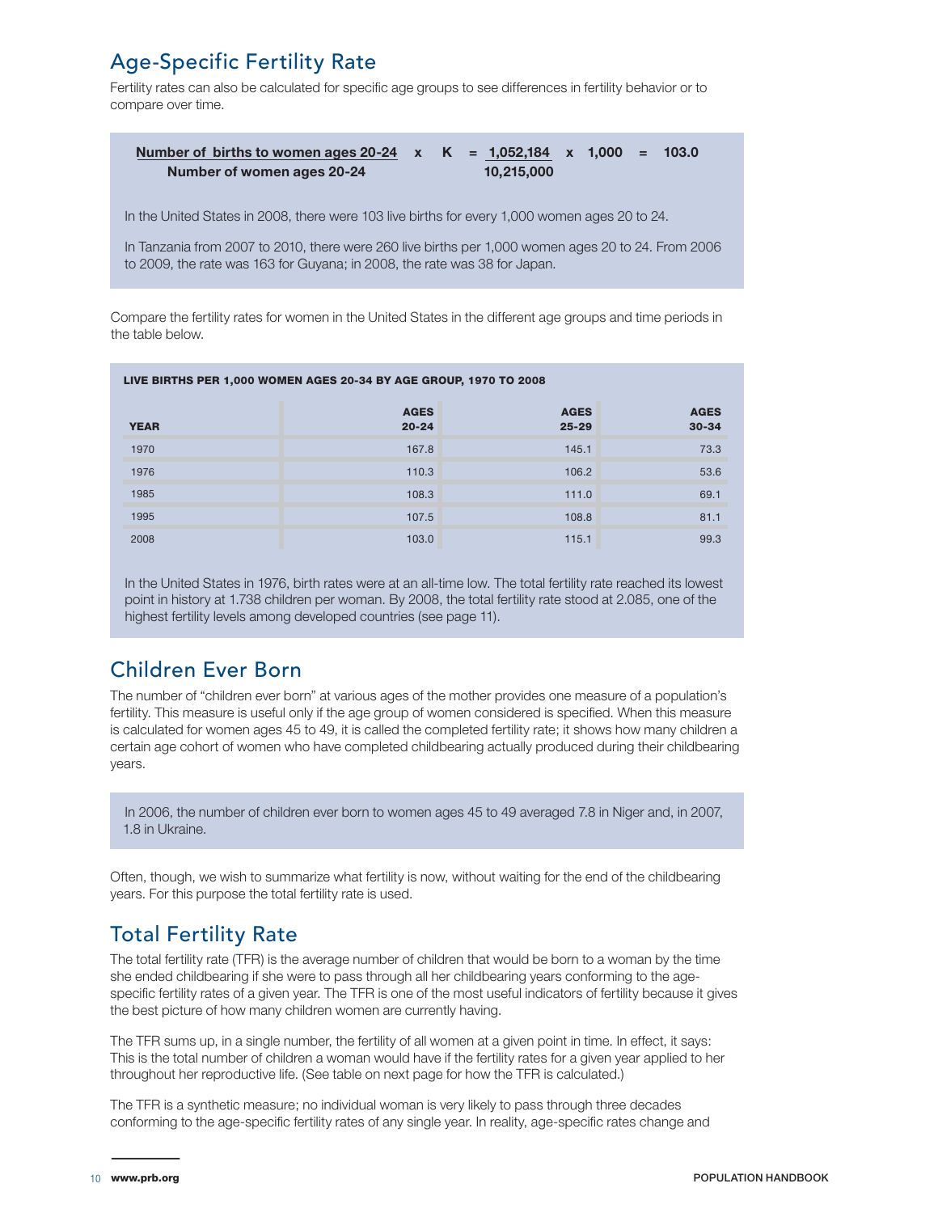## Age-Specific Fertility Rate

Fertility rates can also be calculated for specific age groups to see differences in fertility behavior or to compare over time.

$$\frac{\text{Number of births to women ages 20-24}}{\text{Number of women ages 20-24}} \times K = \frac{1{,}052{,}184}{10{,}215{,}000} \times 1{,}000 = 103.0$$

In the United States in 2008, there were 103 live births for every 1,000 women ages 20 to 24.

In Tanzania from 2007 to 2010, there were 260 live births per 1,000 women ages 20 to 24. From 2006 to 2009, the rate was 163 for Guyana; in 2008, the rate was 38 for Japan.

Compare the fertility rates for women in the United States in the different age groups and time periods in the table below.

**LIVE BIRTHS PER 1,000 WOMEN AGES 20-34 BY AGE GROUP, 1970 TO 2008**

| YEAR | AGES 20-24 | AGES 25-29 | AGES 30-34 |
|---|---|---|---|
| 1970 | 167.8 | 145.1 | 73.3 |
| 1976 | 110.3 | 106.2 | 53.6 |
| 1985 | 108.3 | 111.0 | 69.1 |
| 1995 | 107.5 | 108.8 | 81.1 |
| 2008 | 103.0 | 115.1 | 99.3 |

In the United States in 1976, birth rates were at an all-time low. The total fertility rate reached its lowest point in history at 1.738 children per woman. By 2008, the total fertility rate stood at 2.085, one of the highest fertility levels among developed countries (see page 11).

## Children Ever Born

The number of "children ever born" at various ages of the mother provides one measure of a population's fertility. This measure is useful only if the age group of women considered is specified. When this measure is calculated for women ages 45 to 49, it is called the completed fertility rate; it shows how many children a certain age cohort of women who have completed childbearing actually produced during their childbearing years.

In 2006, the number of children ever born to women ages 45 to 49 averaged 7.8 in Niger and, in 2007, 1.8 in Ukraine.

Often, though, we wish to summarize what fertility is now, without waiting for the end of the childbearing years. For this purpose the total fertility rate is used.

## Total Fertility Rate

The total fertility rate (TFR) is the average number of children that would be born to a woman by the time she ended childbearing if she were to pass through all her childbearing years conforming to the age-specific fertility rates of a given year. The TFR is one of the most useful indicators of fertility because it gives the best picture of how many children women are currently having.

The TFR sums up, in a single number, the fertility of all women at a given point in time. In effect, it says: This is the total number of children a woman would have if the fertility rates for a given year applied to her throughout her reproductive life. (See table on next page for how the TFR is calculated.)

The TFR is a synthetic measure; no individual woman is very likely to pass through three decades conforming to the age-specific fertility rates of any single year. In reality, age-specific rates change and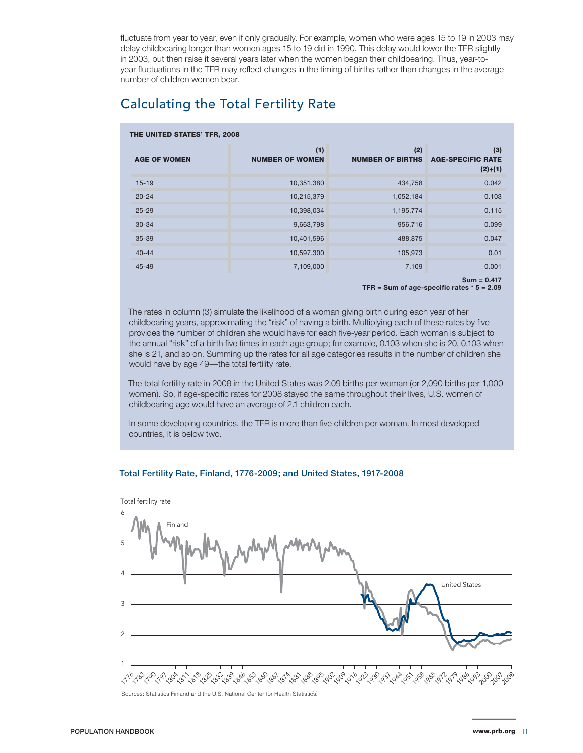fluctuate from year to year, even if only gradually. For example, women who were ages 15 to 19 in 2003 may delay childbearing longer than women ages 15 to 19 did in 1990. This delay would lower the TFR slightly in 2003, but then raise it several years later when the women began their childbearing. Thus, year-to-year fluctuations in the TFR may reflect changes in the timing of births rather than changes in the average number of children women bear.

## Calculating the Total Fertility Rate

**THE UNITED STATES' TFR, 2008**

| AGE OF WOMEN | (1) NUMBER OF WOMEN | (2) NUMBER OF BIRTHS | (3) AGE-SPECIFIC RATE (2)÷(1) |
|---|---|---|---|
| 15-19 | 10,351,380 | 434,758 | 0.042 |
| 20-24 | 10,215,379 | 1,052,184 | 0.103 |
| 25-29 | 10,398,034 | 1,195,774 | 0.115 |
| 30-34 | 9,663,798 | 956,716 | 0.099 |
| 35-39 | 10,401,596 | 488,875 | 0.047 |
| 40-44 | 10,597,300 | 105,973 | 0.01 |
| 45-49 | 7,109,000 | 7,109 | 0.001 |

**Sum = 0.417**
**TFR = Sum of age-specific rates * 5 = 2.09**

The rates in column (3) simulate the likelihood of a woman giving birth during each year of her childbearing years, approximating the "risk" of having a birth. Multiplying each of these rates by five provides the number of children she would have for each five-year period. Each woman is subject to the annual "risk" of a birth five times in each age group; for example, 0.103 when she is 20, 0.103 when she is 21, and so on. Summing up the rates for all age categories results in the number of children she would have by age 49—the total fertility rate.

The total fertility rate in 2008 in the United States was 2.09 births per woman (or 2,090 births per 1,000 women). So, if age-specific rates for 2008 stayed the same throughout their lives, U.S. women of childbearing age would have an average of 2.1 children each.

In some developing countries, the TFR is more than five children per woman. In most developed countries, it is below two.

**Total Fertility Rate, Finland, 1776-2009; and United States, 1917-2008**

Sources: Statistics Finland and the U.S. National Center for Health Statistics.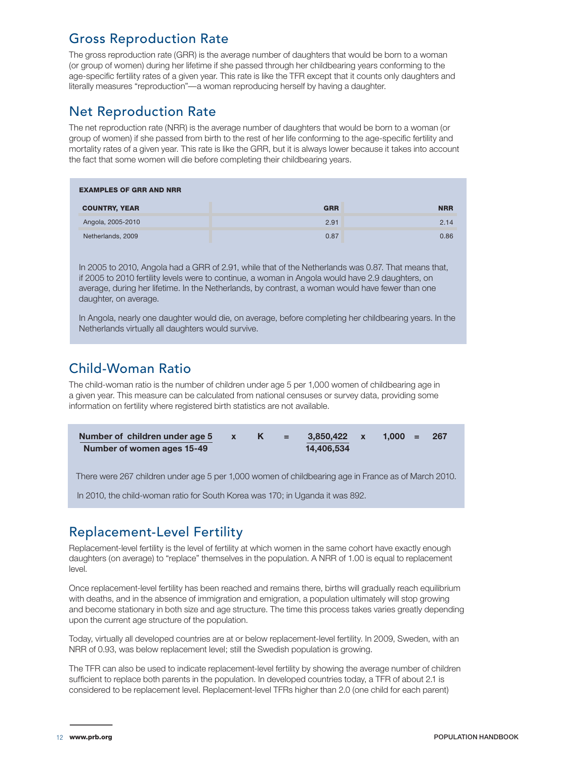## Gross Reproduction Rate

The gross reproduction rate (GRR) is the average number of daughters that would be born to a woman (or group of women) during her lifetime if she passed through her childbearing years conforming to the age-specific fertility rates of a given year. This rate is like the TFR except that it counts only daughters and literally measures "reproduction"—a woman reproducing herself by having a daughter.

## Net Reproduction Rate

The net reproduction rate (NRR) is the average number of daughters that would be born to a woman (or group of women) if she passed from birth to the rest of her life conforming to the age-specific fertility and mortality rates of a given year. This rate is like the GRR, but it is always lower because it takes into account the fact that some women will die before completing their childbearing years.

**EXAMPLES OF GRR AND NRR**

| COUNTRY, YEAR | GRR | NRR |
|---|---|---|
| Angola, 2005-2010 | 2.91 | 2.14 |
| Netherlands, 2009 | 0.87 | 0.86 |

In 2005 to 2010, Angola had a GRR of 2.91, while that of the Netherlands was 0.87. That means that, if 2005 to 2010 fertility levels were to continue, a woman in Angola would have 2.9 daughters, on average, during her lifetime. In the Netherlands, by contrast, a woman would have fewer than one daughter, on average.

In Angola, nearly one daughter would die, on average, before completing her childbearing years. In the Netherlands virtually all daughters would survive.

## Child-Woman Ratio

The child-woman ratio is the number of children under age 5 per 1,000 women of childbearing age in a given year. This measure can be calculated from national censuses or survey data, providing some information on fertility where registered birth statistics are not available.

$$\frac{\text{Number of children under age 5}}{\text{Number of women ages 15-49}} \times K = \frac{3{,}850{,}422}{14{,}406{,}534} \times 1{,}000 = 267$$

There were 267 children under age 5 per 1,000 women of childbearing age in France as of March 2010.

In 2010, the child-woman ratio for South Korea was 170; in Uganda it was 892.

## Replacement-Level Fertility

Replacement-level fertility is the level of fertility at which women in the same cohort have exactly enough daughters (on average) to "replace" themselves in the population. A NRR of 1.00 is equal to replacement level.

Once replacement-level fertility has been reached and remains there, births will gradually reach equilibrium with deaths, and in the absence of immigration and emigration, a population ultimately will stop growing and become stationary in both size and age structure. The time this process takes varies greatly depending upon the current age structure of the population.

Today, virtually all developed countries are at or below replacement-level fertility. In 2009, Sweden, with an NRR of 0.93, was below replacement level; still the Swedish population is growing.

The TFR can also be used to indicate replacement-level fertility by showing the average number of children sufficient to replace both parents in the population. In developed countries today, a TFR of about 2.1 is considered to be replacement level. Replacement-level TFRs higher than 2.0 (one child for each parent)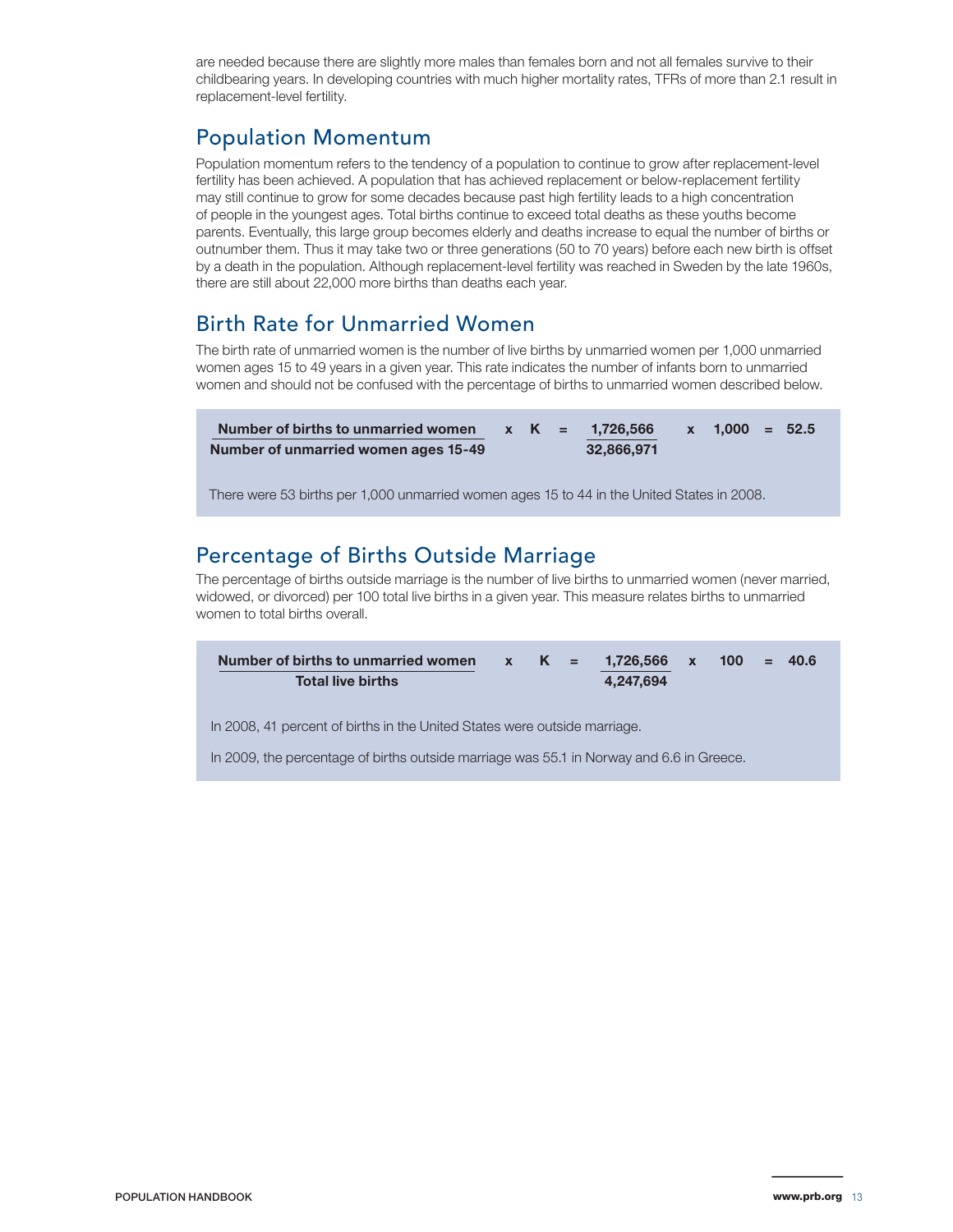are needed because there are slightly more males than females born and not all females survive to their childbearing years. In developing countries with much higher mortality rates, TFRs of more than 2.1 result in replacement-level fertility.

## Population Momentum

Population momentum refers to the tendency of a population to continue to grow after replacement-level fertility has been achieved. A population that has achieved replacement or below-replacement fertility may still continue to grow for some decades because past high fertility leads to a high concentration of people in the youngest ages. Total births continue to exceed total deaths as these youths become parents. Eventually, this large group becomes elderly and deaths increase to equal the number of births or outnumber them. Thus it may take two or three generations (50 to 70 years) before each new birth is offset by a death in the population. Although replacement-level fertility was reached in Sweden by the late 1960s, there are still about 22,000 more births than deaths each year.

## Birth Rate for Unmarried Women

The birth rate of unmarried women is the number of live births by unmarried women per 1,000 unmarried women ages 15 to 49 years in a given year. This rate indicates the number of infants born to unmarried women and should not be confused with the percentage of births to unmarried women described below.

$$\frac{\textbf{Number of births to unmarried women}}{\textbf{Number of unmarried women ages 15-49}} \times K = \frac{1{,}726{,}566}{32{,}866{,}971} \times 1{,}000 = 52.5$$

There were 53 births per 1,000 unmarried women ages 15 to 44 in the United States in 2008.

## Percentage of Births Outside Marriage

The percentage of births outside marriage is the number of live births to unmarried women (never married, widowed, or divorced) per 100 total live births in a given year. This measure relates births to unmarried women to total births overall.

$$\frac{\textbf{Number of births to unmarried women}}{\textbf{Total live births}} \times K = \frac{1{,}726{,}566}{4{,}247{,}694} \times 100 = 40.6$$

In 2008, 41 percent of births in the United States were outside marriage.

In 2009, the percentage of births outside marriage was 55.1 in Norway and 6.6 in Greece.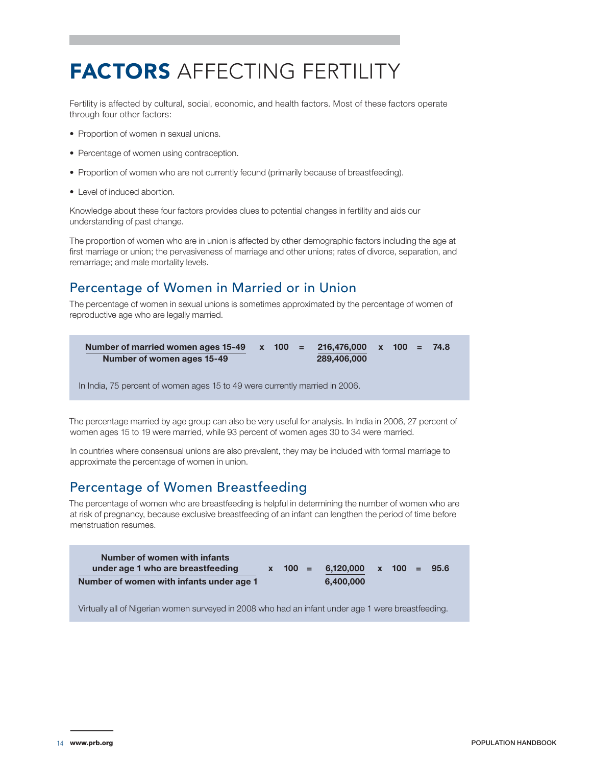# **FACTORS** AFFECTING FERTILITY

Fertility is affected by cultural, social, economic, and health factors. Most of these factors operate through four other factors:

- Proportion of women in sexual unions.
- Percentage of women using contraception.
- Proportion of women who are not currently fecund (primarily because of breastfeeding).
- Level of induced abortion.

Knowledge about these four factors provides clues to potential changes in fertility and aids our understanding of past change.

The proportion of women who are in union is affected by other demographic factors including the age at first marriage or union; the pervasiveness of marriage and other unions; rates of divorce, separation, and remarriage; and male mortality levels.

## Percentage of Women in Married or in Union

The percentage of women in sexual unions is sometimes approximated by the percentage of women of reproductive age who are legally married.

$$\frac{\textbf{Number of married women ages 15-49}}{\textbf{Number of women ages 15-49}} \times 100 = \frac{216{,}476{,}000}{289{,}406{,}000} \times 100 = 74.8$$

In India, 75 percent of women ages 15 to 49 were currently married in 2006.

The percentage married by age group can also be very useful for analysis. In India in 2006, 27 percent of women ages 15 to 19 were married, while 93 percent of women ages 30 to 34 were married.

In countries where consensual unions are also prevalent, they may be included with formal marriage to approximate the percentage of women in union.

## Percentage of Women Breastfeeding

The percentage of women who are breastfeeding is helpful in determining the number of women who are at risk of pregnancy, because exclusive breastfeeding of an infant can lengthen the period of time before menstruation resumes.

$$\frac{\textbf{Number of women with infants under age 1 who are breastfeeding}}{\textbf{Number of women with infants under age 1}} \times 100 = \frac{6{,}120{,}000}{6{,}400{,}000} \times 100 = 95.6$$

Virtually all of Nigerian women surveyed in 2008 who had an infant under age 1 were breastfeeding.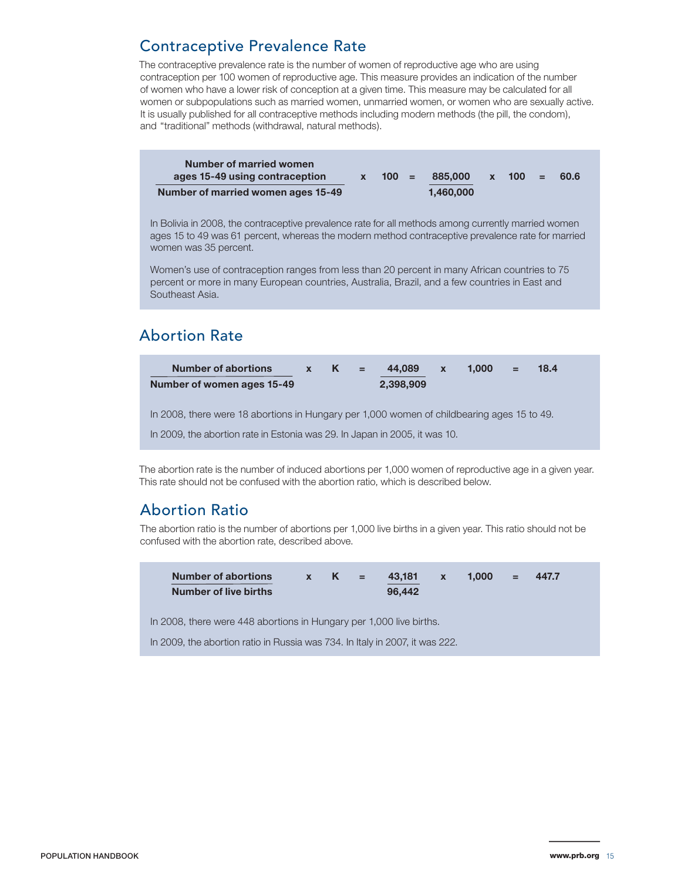## Contraceptive Prevalence Rate

The contraceptive prevalence rate is the number of women of reproductive age who are using contraception per 100 women of reproductive age. This measure provides an indication of the number of women who have a lower risk of conception at a given time. This measure may be calculated for all women or subpopulations such as married women, unmarried women, or women who are sexually active. It is usually published for all contraceptive methods including modern methods (the pill, the condom), and "traditional" methods (withdrawal, natural methods).

$$\frac{\text{Number of married women ages 15-49 using contraception}}{\text{Number of married women ages 15-49}} \times 100 = \frac{885{,}000}{1{,}460{,}000} \times 100 = 60.6$$

In Bolivia in 2008, the contraceptive prevalence rate for all methods among currently married women ages 15 to 49 was 61 percent, whereas the modern method contraceptive prevalence rate for married women was 35 percent.

Women's use of contraception ranges from less than 20 percent in many African countries to 75 percent or more in many European countries, Australia, Brazil, and a few countries in East and Southeast Asia.

## Abortion Rate

$$\frac{\text{Number of abortions}}{\text{Number of women ages 15-49}} \times K = \frac{44{,}089}{2{,}398{,}909} \times 1{,}000 = 18.4$$

In 2008, there were 18 abortions in Hungary per 1,000 women of childbearing ages 15 to 49.

In 2009, the abortion rate in Estonia was 29. In Japan in 2005, it was 10.

The abortion rate is the number of induced abortions per 1,000 women of reproductive age in a given year. This rate should not be confused with the abortion ratio, which is described below.

## Abortion Ratio

The abortion ratio is the number of abortions per 1,000 live births in a given year. This ratio should not be confused with the abortion rate, described above.

$$\frac{\text{Number of abortions}}{\text{Number of live births}} \times K = \frac{43{,}181}{96{,}442} \times 1{,}000 = 447.7$$

In 2008, there were 448 abortions in Hungary per 1,000 live births.

In 2009, the abortion ratio in Russia was 734. In Italy in 2007, it was 222.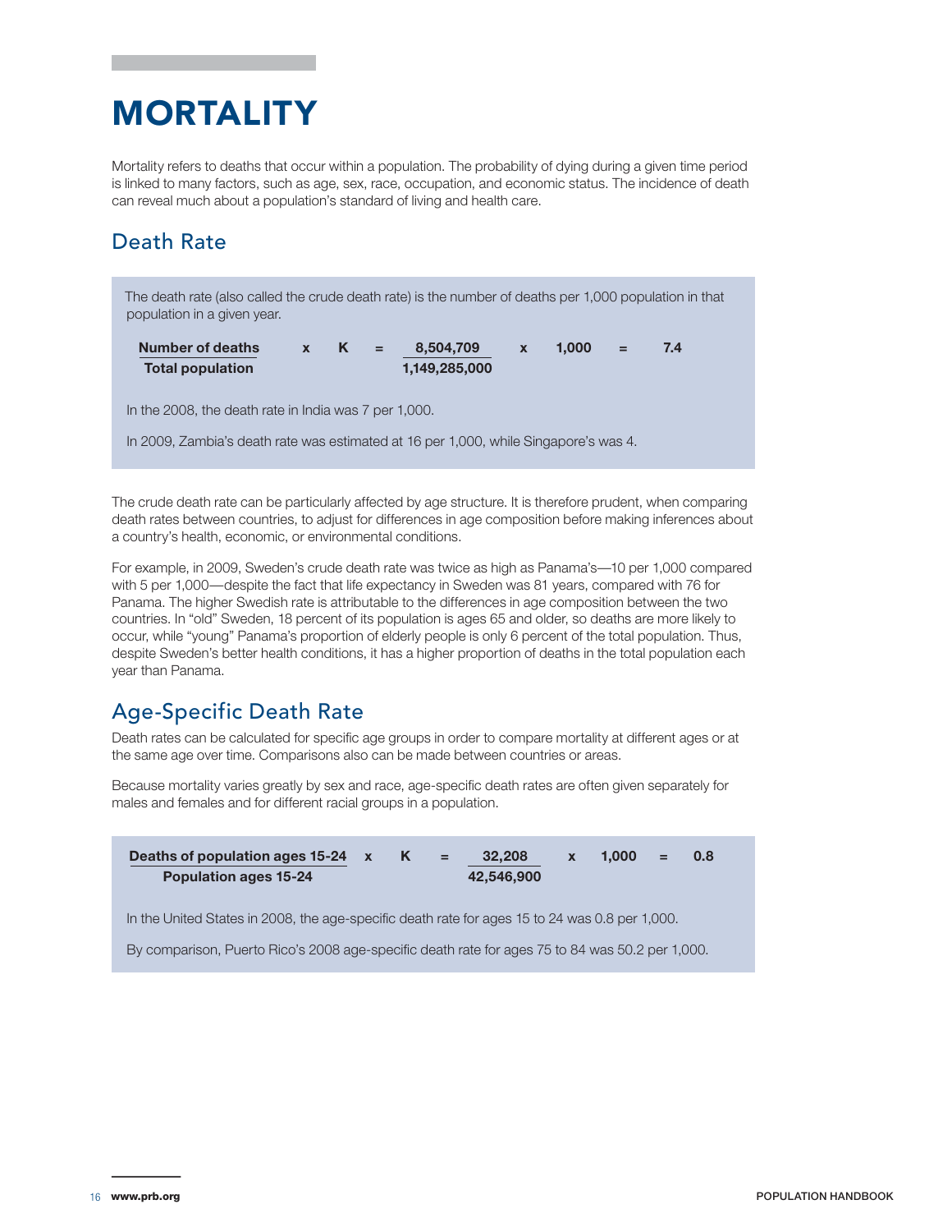# MORTALITY

Mortality refers to deaths that occur within a population. The probability of dying during a given time period is linked to many factors, such as age, sex, race, occupation, and economic status. The incidence of death can reveal much about a population's standard of living and health care.

## Death Rate

The death rate (also called the crude death rate) is the number of deaths per 1,000 population in that population in a given year.

$$\frac{\textbf{Number of deaths}}{\textbf{Total population}} \times \textbf{K} = \frac{\textbf{8,504,709}}{\textbf{1,149,285,000}} \times \textbf{1,000} = \textbf{7.4}$$

In the 2008, the death rate in India was 7 per 1,000.

In 2009, Zambia's death rate was estimated at 16 per 1,000, while Singapore's was 4.

The crude death rate can be particularly affected by age structure. It is therefore prudent, when comparing death rates between countries, to adjust for differences in age composition before making inferences about a country's health, economic, or environmental conditions.

For example, in 2009, Sweden's crude death rate was twice as high as Panama's—10 per 1,000 compared with 5 per 1,000—despite the fact that life expectancy in Sweden was 81 years, compared with 76 for Panama. The higher Swedish rate is attributable to the differences in age composition between the two countries. In "old" Sweden, 18 percent of its population is ages 65 and older, so deaths are more likely to occur, while "young" Panama's proportion of elderly people is only 6 percent of the total population. Thus, despite Sweden's better health conditions, it has a higher proportion of deaths in the total population each year than Panama.

## Age-Specific Death Rate

Death rates can be calculated for specific age groups in order to compare mortality at different ages or at the same age over time. Comparisons also can be made between countries or areas.

Because mortality varies greatly by sex and race, age-specific death rates are often given separately for males and females and for different racial groups in a population.

$$\frac{\textbf{Deaths of population ages 15-24}}{\textbf{Population ages 15-24}} \times \textbf{K} = \frac{\textbf{32,208}}{\textbf{42,546,900}} \times \textbf{1,000} = \textbf{0.8}$$

In the United States in 2008, the age-specific death rate for ages 15 to 24 was 0.8 per 1,000.

By comparison, Puerto Rico's 2008 age-specific death rate for ages 75 to 84 was 50.2 per 1,000.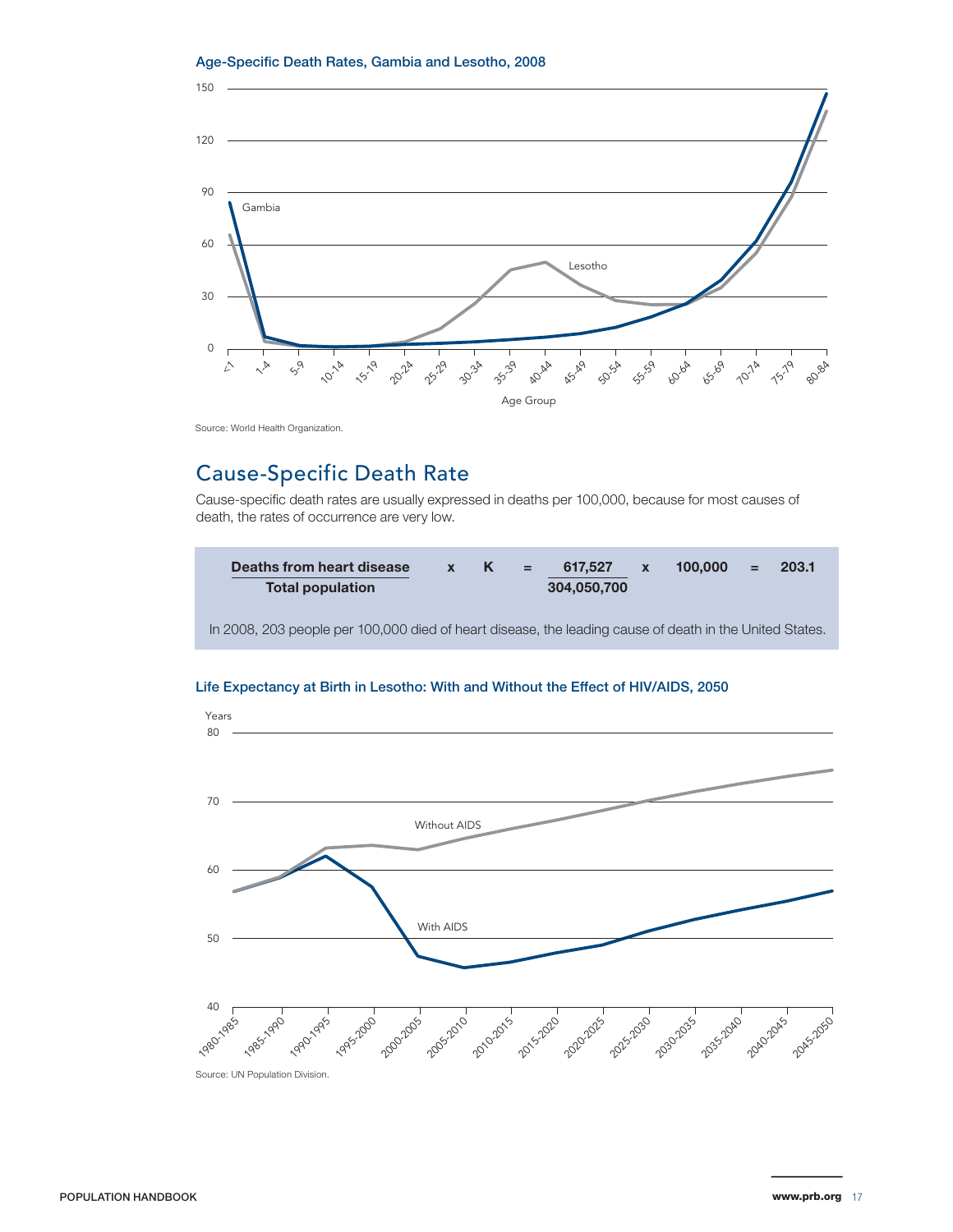**Age-Specific Death Rates, Gambia and Lesotho, 2008**

Source: World Health Organization.

## Cause-Specific Death Rate

Cause-specific death rates are usually expressed in deaths per 100,000, because for most causes of death, the rates of occurrence are very low.

$$\frac{\textbf{Deaths from heart disease}}{\textbf{Total population}} \times K = \frac{617{,}527}{304{,}050{,}700} \times 100{,}000 = 203.1$$

In 2008, 203 people per 100,000 died of heart disease, the leading cause of death in the United States.

**Life Expectancy at Birth in Lesotho: With and Without the Effect of HIV/AIDS, 2050**

Source: UN Population Division.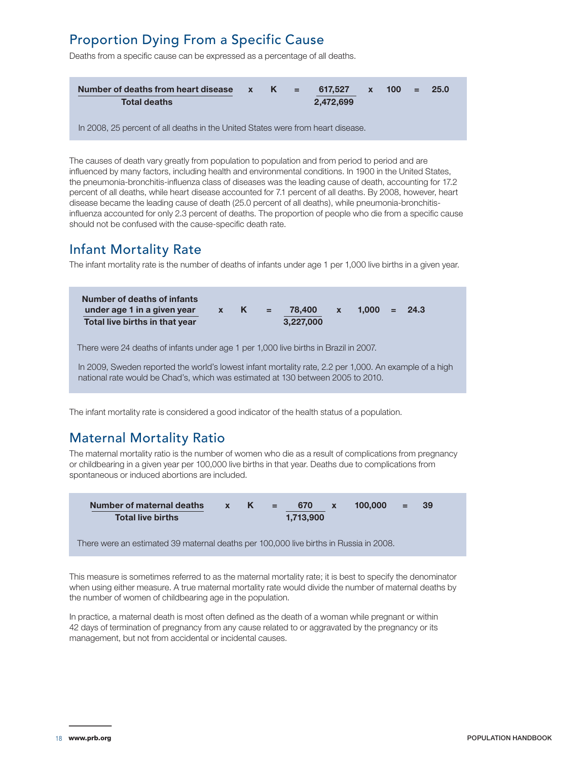## Proportion Dying From a Specific Cause

Deaths from a specific cause can be expressed as a percentage of all deaths.

$$\frac{\textbf{Number of deaths from heart disease}}{\textbf{Total deaths}} \times K = \frac{617{,}527}{2{,}472{,}699} \times 100 = 25.0$$

In 2008, 25 percent of all deaths in the United States were from heart disease.

The causes of death vary greatly from population to population and from period to period and are influenced by many factors, including health and environmental conditions. In 1900 in the United States, the pneumonia-bronchitis-influenza class of diseases was the leading cause of death, accounting for 17.2 percent of all deaths, while heart disease accounted for 7.1 percent of all deaths. By 2008, however, heart disease became the leading cause of death (25.0 percent of all deaths), while pneumonia-bronchitis-influenza accounted for only 2.3 percent of deaths. The proportion of people who die from a specific cause should not be confused with the cause-specific death rate.

## Infant Mortality Rate

The infant mortality rate is the number of deaths of infants under age 1 per 1,000 live births in a given year.

$$\frac{\textbf{Number of deaths of infants under age 1 in a given year}}{\textbf{Total live births in that year}} \times K = \frac{78{,}400}{3{,}227{,}000} \times 1{,}000 = 24.3$$

There were 24 deaths of infants under age 1 per 1,000 live births in Brazil in 2007.

In 2009, Sweden reported the world's lowest infant mortality rate, 2.2 per 1,000. An example of a high national rate would be Chad's, which was estimated at 130 between 2005 to 2010.

The infant mortality rate is considered a good indicator of the health status of a population.

## Maternal Mortality Ratio

The maternal mortality ratio is the number of women who die as a result of complications from pregnancy or childbearing in a given year per 100,000 live births in that year. Deaths due to complications from spontaneous or induced abortions are included.

$$\frac{\textbf{Number of maternal deaths}}{\textbf{Total live births}} \times K = \frac{670}{1{,}713{,}900} \times 100{,}000 = 39$$

There were an estimated 39 maternal deaths per 100,000 live births in Russia in 2008.

This measure is sometimes referred to as the maternal mortality rate; it is best to specify the denominator when using either measure. A true maternal mortality rate would divide the number of maternal deaths by the number of women of childbearing age in the population.

In practice, a maternal death is most often defined as the death of a woman while pregnant or within 42 days of termination of pregnancy from any cause related to or aggravated by the pregnancy or its management, but not from accidental or incidental causes.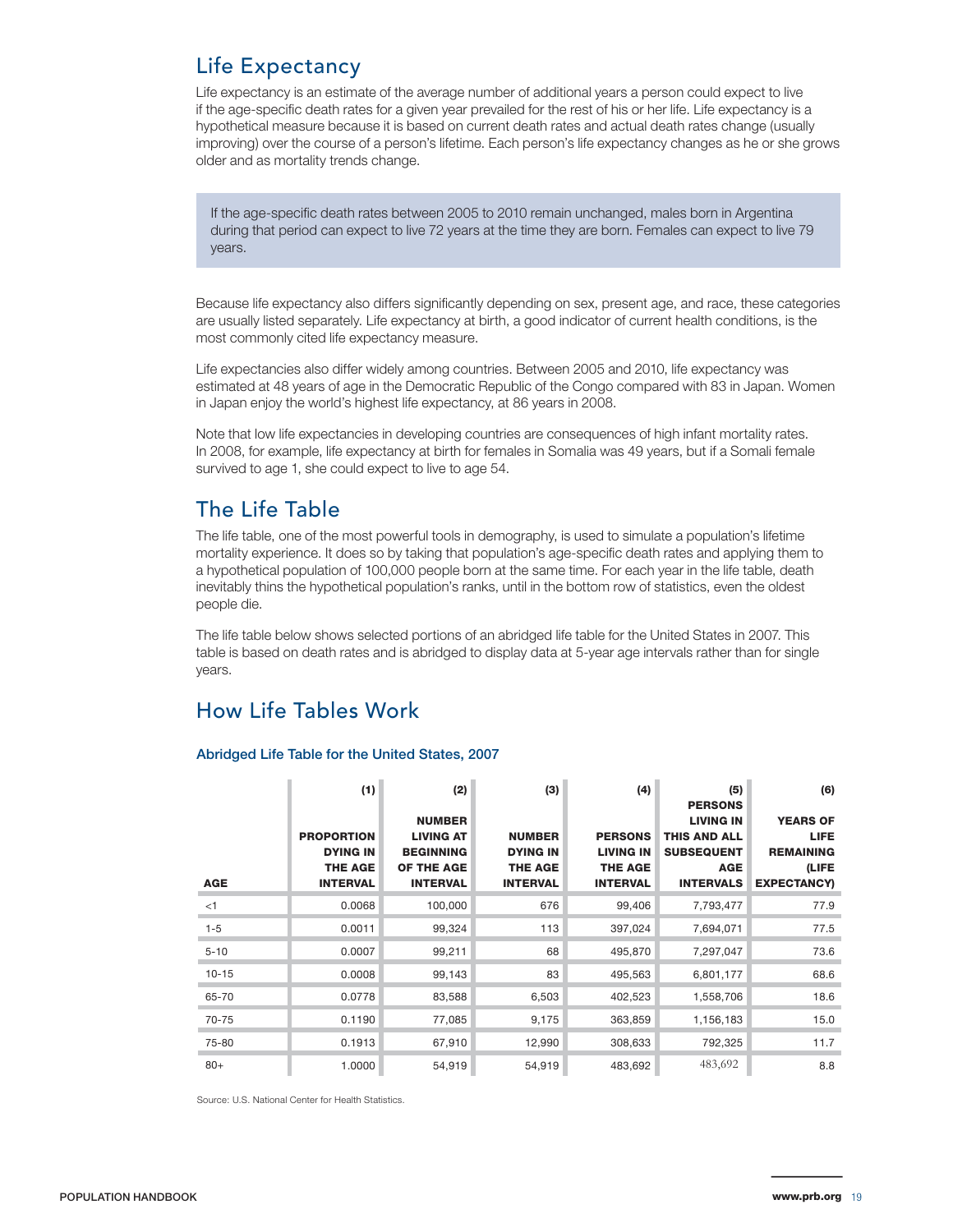## Life Expectancy

Life expectancy is an estimate of the average number of additional years a person could expect to live if the age-specific death rates for a given year prevailed for the rest of his or her life. Life expectancy is a hypothetical measure because it is based on current death rates and actual death rates change (usually improving) over the course of a person's lifetime. Each person's life expectancy changes as he or she grows older and as mortality trends change.

> If the age-specific death rates between 2005 to 2010 remain unchanged, males born in Argentina during that period can expect to live 72 years at the time they are born. Females can expect to live 79 years.

Because life expectancy also differs significantly depending on sex, present age, and race, these categories are usually listed separately. Life expectancy at birth, a good indicator of current health conditions, is the most commonly cited life expectancy measure.

Life expectancies also differ widely among countries. Between 2005 and 2010, life expectancy was estimated at 48 years of age in the Democratic Republic of the Congo compared with 83 in Japan. Women in Japan enjoy the world's highest life expectancy, at 86 years in 2008.

Note that low life expectancies in developing countries are consequences of high infant mortality rates. In 2008, for example, life expectancy at birth for females in Somalia was 49 years, but if a Somali female survived to age 1, she could expect to live to age 54.

## The Life Table

The life table, one of the most powerful tools in demography, is used to simulate a population's lifetime mortality experience. It does so by taking that population's age-specific death rates and applying them to a hypothetical population of 100,000 people born at the same time. For each year in the life table, death inevitably thins the hypothetical population's ranks, until in the bottom row of statistics, even the oldest people die.

The life table below shows selected portions of an abridged life table for the United States in 2007. This table is based on death rates and is abridged to display data at 5-year age intervals rather than for single years.

## How Life Tables Work

### Abridged Life Table for the United States, 2007

| AGE | (1) PROPORTION DYING IN THE AGE INTERVAL | (2) NUMBER LIVING AT BEGINNING OF THE AGE INTERVAL | (3) NUMBER DYING IN THE AGE INTERVAL | (4) PERSONS LIVING IN THE AGE INTERVAL | (5) PERSONS LIVING IN THIS AND ALL SUBSEQUENT AGE INTERVALS | (6) YEARS OF LIFE REMAINING (LIFE EXPECTANCY) |
|---|---|---|---|---|---|---|
| <1 | 0.0068 | 100,000 | 676 | 99,406 | 7,793,477 | 77.9 |
| 1-5 | 0.0011 | 99,324 | 113 | 397,024 | 7,694,071 | 77.5 |
| 5-10 | 0.0007 | 99,211 | 68 | 495,870 | 7,297,047 | 73.6 |
| 10-15 | 0.0008 | 99,143 | 83 | 495,563 | 6,801,177 | 68.6 |
| 65-70 | 0.0778 | 83,588 | 6,503 | 402,523 | 1,558,706 | 18.6 |
| 70-75 | 0.1190 | 77,085 | 9,175 | 363,859 | 1,156,183 | 15.0 |
| 75-80 | 0.1913 | 67,910 | 12,990 | 308,633 | 792,325 | 11.7 |
| 80+ | 1.0000 | 54,919 | 54,919 | 483,692 | 483,692 | 8.8 |

Source: U.S. National Center for Health Statistics.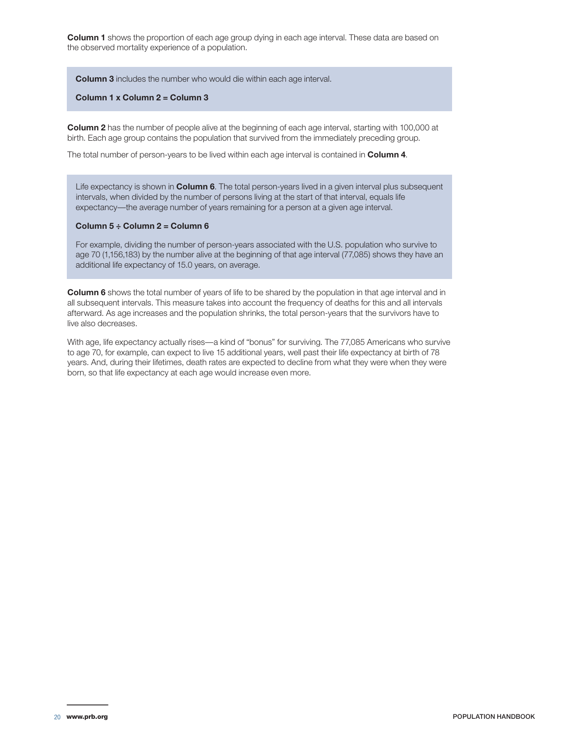**Column 1** shows the proportion of each age group dying in each age interval. These data are based on the observed mortality experience of a population.

**Column 3** includes the number who would die within each age interval.

**Column 1 x Column 2 = Column 3**

**Column 2** has the number of people alive at the beginning of each age interval, starting with 100,000 at birth. Each age group contains the population that survived from the immediately preceding group.

The total number of person-years to be lived within each age interval is contained in **Column 4**.

Life expectancy is shown in **Column 6**. The total person-years lived in a given interval plus subsequent intervals, when divided by the number of persons living at the start of that interval, equals life expectancy—the average number of years remaining for a person at a given age interval.

**Column 5 ÷ Column 2 = Column 6**

For example, dividing the number of person-years associated with the U.S. population who survive to age 70 (1,156,183) by the number alive at the beginning of that age interval (77,085) shows they have an additional life expectancy of 15.0 years, on average.

**Column 6** shows the total number of years of life to be shared by the population in that age interval and in all subsequent intervals. This measure takes into account the frequency of deaths for this and all intervals afterward. As age increases and the population shrinks, the total person-years that the survivors have to live also decreases.

With age, life expectancy actually rises—a kind of "bonus" for surviving. The 77,085 Americans who survive to age 70, for example, can expect to live 15 additional years, well past their life expectancy at birth of 78 years. And, during their lifetimes, death rates are expected to decline from what they were when they were born, so that life expectancy at each age would increase even more.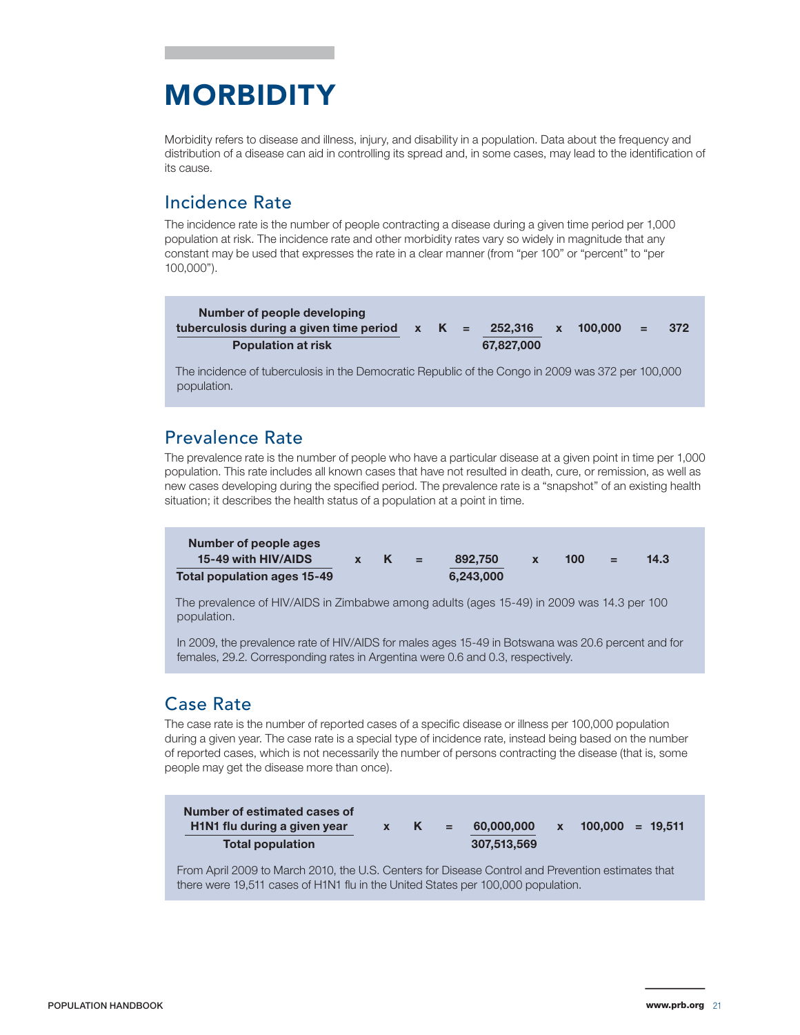// MORBIDITY

Morbidity refers to disease and illness, injury, and disability in a population. Data about the frequency and distribution of a disease can aid in controlling its spread and, in some cases, may lead to the identification of its cause.

## Incidence Rate

The incidence rate is the number of people contracting a disease during a given time period per 1,000 population at risk. The incidence rate and other morbidity rates vary so widely in magnitude that any constant may be used that expresses the rate in a clear manner (from "per 100" or "percent" to "per 100,000").

$$\frac{\textbf{Number of people developing tuberculosis during a given time period}}{\textbf{Population at risk}} \times K = \frac{252{,}316}{67{,}827{,}000} \times 100{,}000 = 372$$

The incidence of tuberculosis in the Democratic Republic of the Congo in 2009 was 372 per 100,000 population.

## Prevalence Rate

The prevalence rate is the number of people who have a particular disease at a given point in time per 1,000 population. This rate includes all known cases that have not resulted in death, cure, or remission, as well as new cases developing during the specified period. The prevalence rate is a "snapshot" of an existing health situation; it describes the health status of a population at a point in time.

$$\frac{\textbf{Number of people ages 15-49 with HIV/AIDS}}{\textbf{Total population ages 15-49}} \times K = \frac{892{,}750}{6{,}243{,}000} \times 100 = 14.3$$

The prevalence of HIV/AIDS in Zimbabwe among adults (ages 15-49) in 2009 was 14.3 per 100 population.

In 2009, the prevalence rate of HIV/AIDS for males ages 15-49 in Botswana was 20.6 percent and for females, 29.2. Corresponding rates in Argentina were 0.6 and 0.3, respectively.

## Case Rate

The case rate is the number of reported cases of a specific disease or illness per 100,000 population during a given year. The case rate is a special type of incidence rate, instead being based on the number of reported cases, which is not necessarily the number of persons contracting the disease (that is, some people may get the disease more than once).

$$\frac{\textbf{Number of estimated cases of H1N1 flu during a given year}}{\textbf{Total population}} \times K = \frac{60{,}000{,}000}{307{,}513{,}569} \times 100{,}000 = 19{,}511$$

From April 2009 to March 2010, the U.S. Centers for Disease Control and Prevention estimates that there were 19,511 cases of H1N1 flu in the United States per 100,000 population.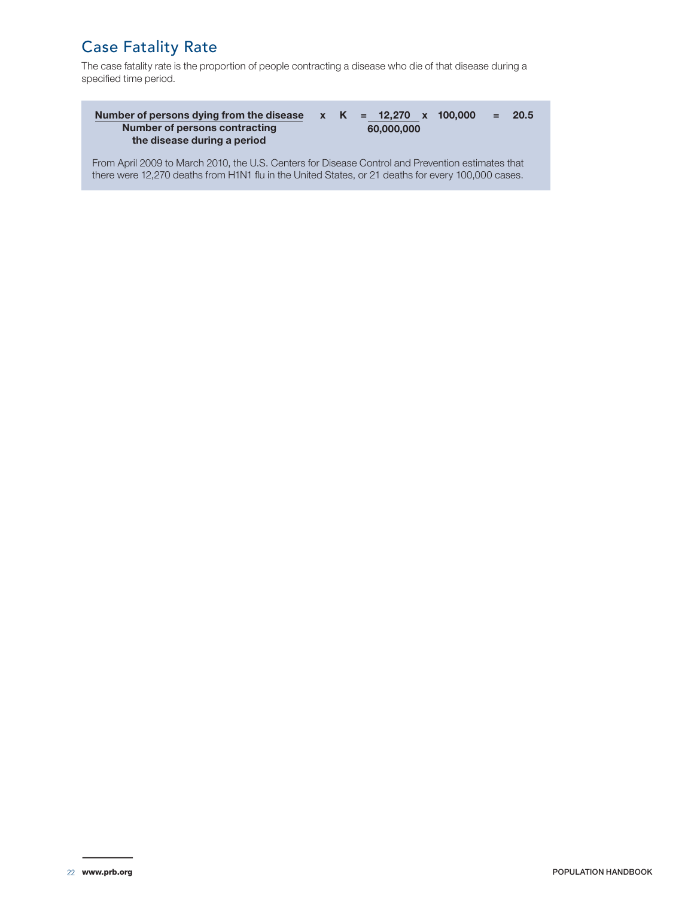## Case Fatality Rate

The case fatality rate is the proportion of people contracting a disease who die of that disease during a specified time period.

$$\frac{\textbf{Number of persons dying from the disease}}{\textbf{Number of persons contracting the disease during a period}} \times K = \frac{12{,}270}{60{,}000{,}000} \times 100{,}000 = 20.5$$

From April 2009 to March 2010, the U.S. Centers for Disease Control and Prevention estimates that there were 12,270 deaths from H1N1 flu in the United States, or 21 deaths for every 100,000 cases.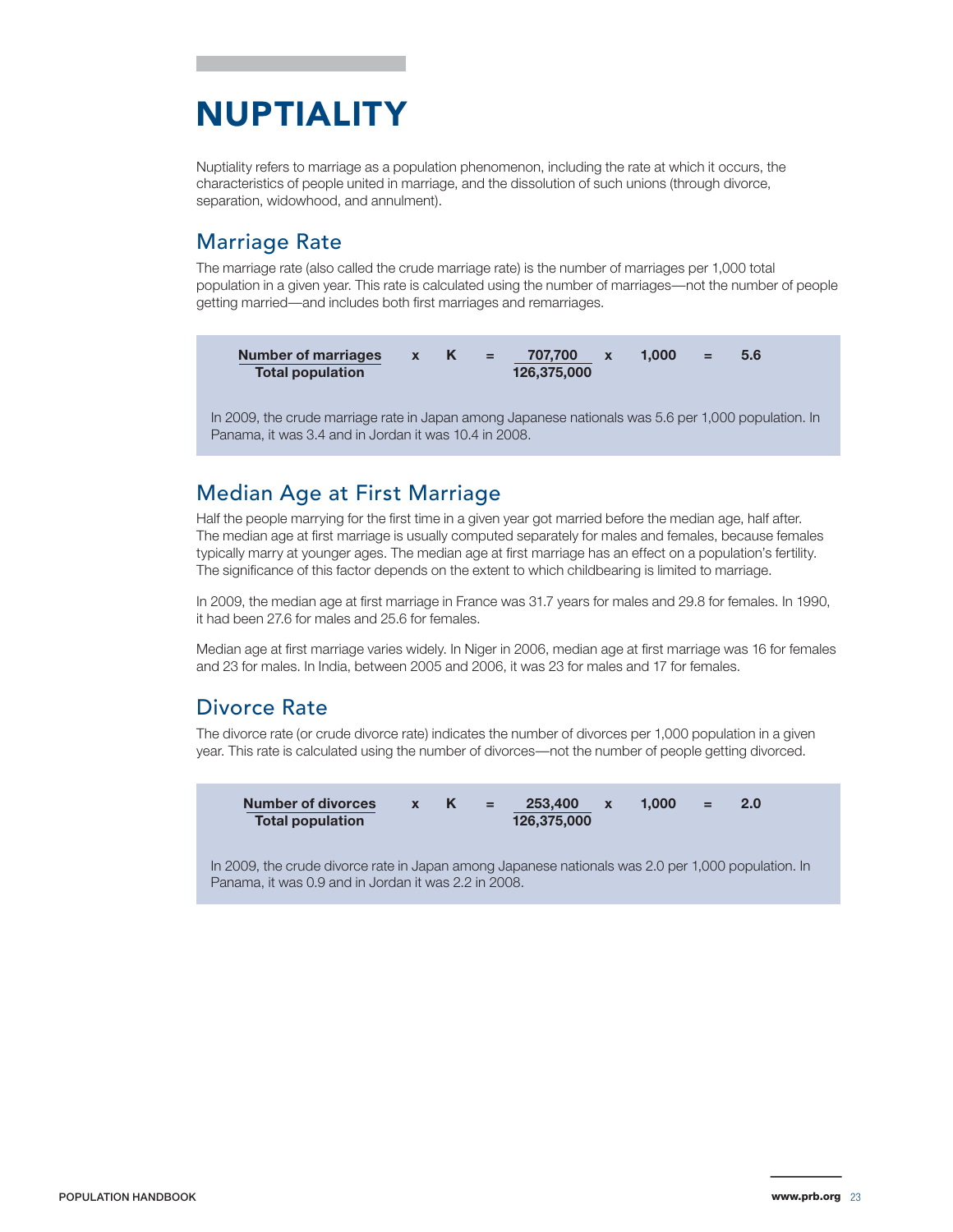# NUPTIALITY

Nuptiality refers to marriage as a population phenomenon, including the rate at which it occurs, the characteristics of people united in marriage, and the dissolution of such unions (through divorce, separation, widowhood, and annulment).

## Marriage Rate

The marriage rate (also called the crude marriage rate) is the number of marriages per 1,000 total population in a given year. This rate is calculated using the number of marriages—not the number of people getting married—and includes both first marriages and remarriages.

$$\frac{\textbf{Number of marriages}}{\textbf{Total population}} \times K = \frac{707{,}700}{126{,}375{,}000} \times 1{,}000 = 5.6$$

In 2009, the crude marriage rate in Japan among Japanese nationals was 5.6 per 1,000 population. In Panama, it was 3.4 and in Jordan it was 10.4 in 2008.

## Median Age at First Marriage

Half the people marrying for the first time in a given year got married before the median age, half after. The median age at first marriage is usually computed separately for males and females, because females typically marry at younger ages. The median age at first marriage has an effect on a population's fertility. The significance of this factor depends on the extent to which childbearing is limited to marriage.

In 2009, the median age at first marriage in France was 31.7 years for males and 29.8 for females. In 1990, it had been 27.6 for males and 25.6 for females.

Median age at first marriage varies widely. In Niger in 2006, median age at first marriage was 16 for females and 23 for males. In India, between 2005 and 2006, it was 23 for males and 17 for females.

## Divorce Rate

The divorce rate (or crude divorce rate) indicates the number of divorces per 1,000 population in a given year. This rate is calculated using the number of divorces—not the number of people getting divorced.

$$\frac{\textbf{Number of divorces}}{\textbf{Total population}} \times K = \frac{253{,}400}{126{,}375{,}000} \times 1{,}000 = 2.0$$

In 2009, the crude divorce rate in Japan among Japanese nationals was 2.0 per 1,000 population. In Panama, it was 0.9 and in Jordan it was 2.2 in 2008.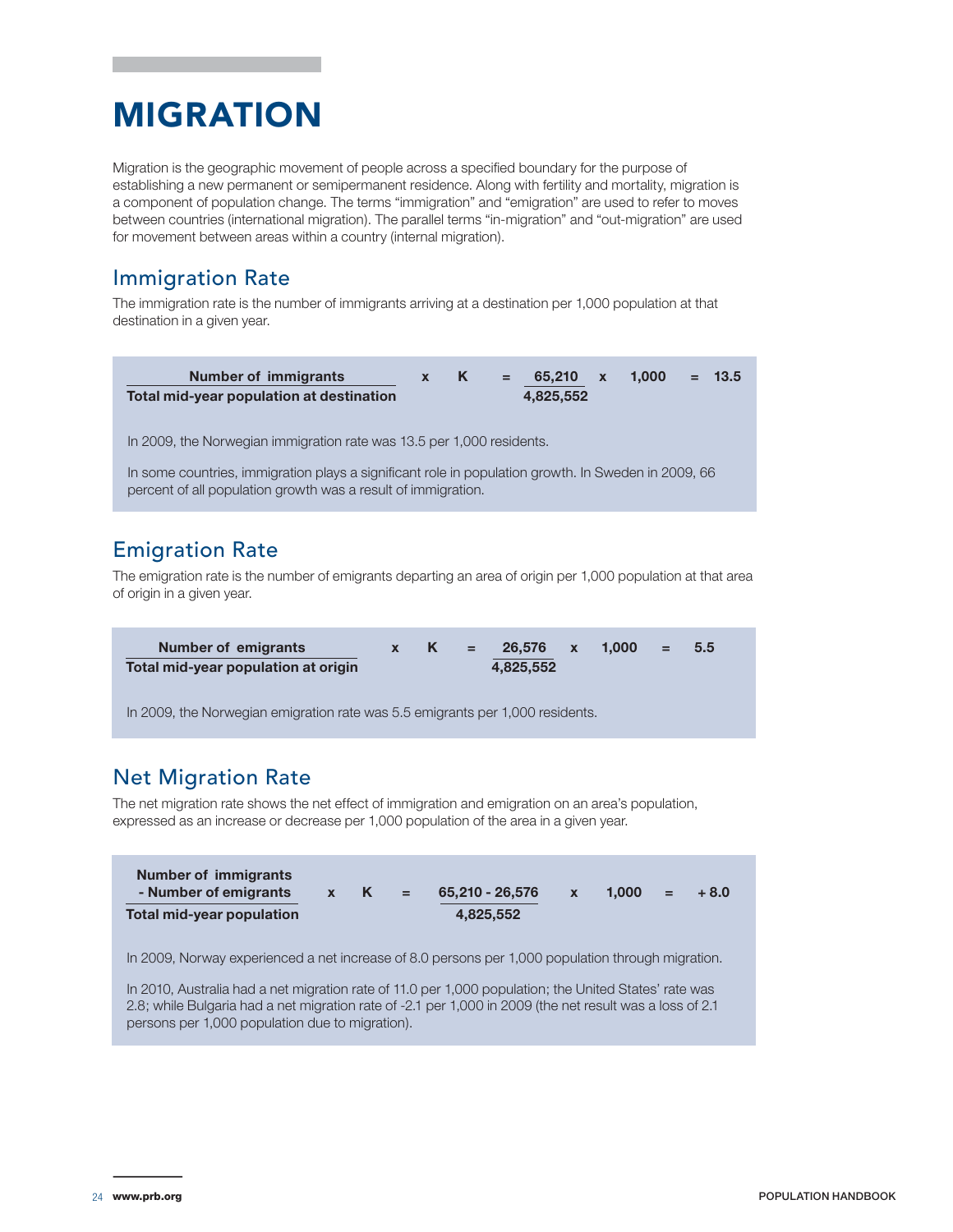# MIGRATION

Migration is the geographic movement of people across a specified boundary for the purpose of establishing a new permanent or semipermanent residence. Along with fertility and mortality, migration is a component of population change. The terms "immigration" and "emigration" are used to refer to moves between countries (international migration). The parallel terms "in-migration" and "out-migration" are used for movement between areas within a country (internal migration).

## Immigration Rate

The immigration rate is the number of immigrants arriving at a destination per 1,000 population at that destination in a given year.

$$\frac{\textbf{Number of immigrants}}{\textbf{Total mid-year population at destination}} \times K = \frac{65{,}210}{4{,}825{,}552} \times 1{,}000 = 13.5$$

In 2009, the Norwegian immigration rate was 13.5 per 1,000 residents.

In some countries, immigration plays a significant role in population growth. In Sweden in 2009, 66 percent of all population growth was a result of immigration.

## Emigration Rate

The emigration rate is the number of emigrants departing an area of origin per 1,000 population at that area of origin in a given year.

$$\frac{\textbf{Number of emigrants}}{\textbf{Total mid-year population at origin}} \times K = \frac{26{,}576}{4{,}825{,}552} \times 1{,}000 = 5.5$$

In 2009, the Norwegian emigration rate was 5.5 emigrants per 1,000 residents.

## Net Migration Rate

The net migration rate shows the net effect of immigration and emigration on an area's population, expressed as an increase or decrease per 1,000 population of the area in a given year.

$$\frac{\textbf{Number of immigrants} - \textbf{Number of emigrants}}{\textbf{Total mid-year population}} \times K = \frac{65{,}210 - 26{,}576}{4{,}825{,}552} \times 1{,}000 = +8.0$$

In 2009, Norway experienced a net increase of 8.0 persons per 1,000 population through migration.

In 2010, Australia had a net migration rate of 11.0 per 1,000 population; the United States' rate was 2.8; while Bulgaria had a net migration rate of -2.1 per 1,000 in 2009 (the net result was a loss of 2.1 persons per 1,000 population due to migration).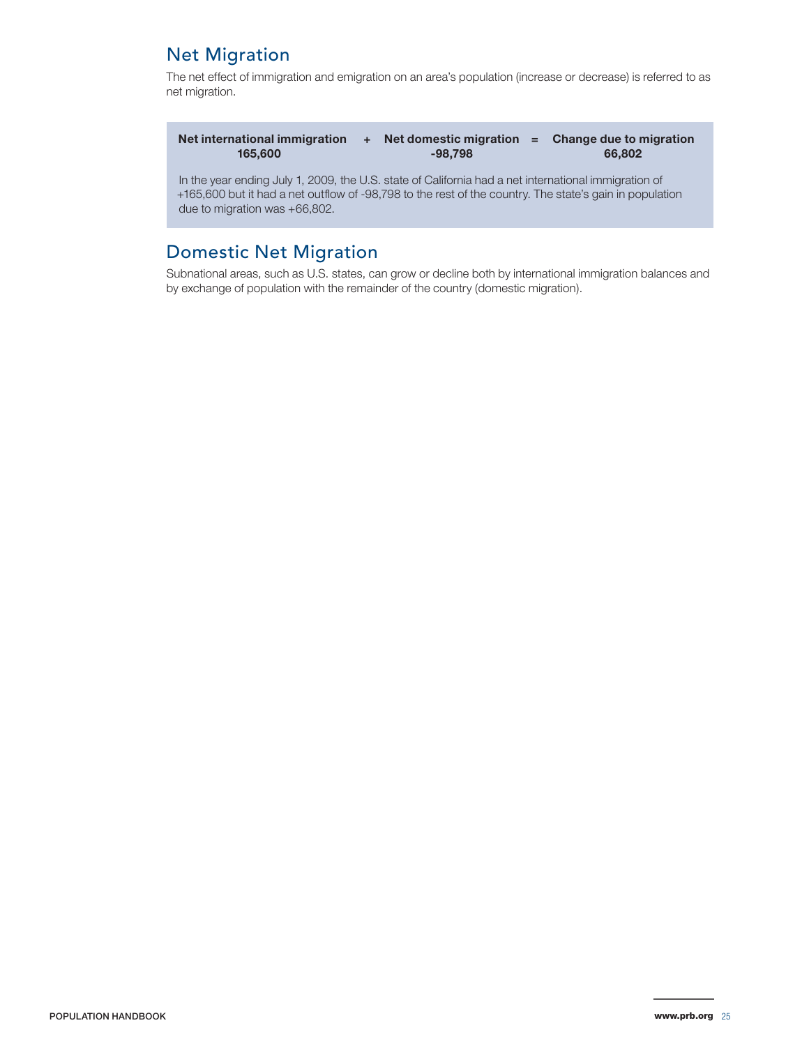## Net Migration

The net effect of immigration and emigration on an area's population (increase or decrease) is referred to as net migration.

| Net international immigration | + | Net domestic migration | = | Change due to migration |
|---|---|---|---|---|
| 165,600 | | -98,798 | | 66,802 |

In the year ending July 1, 2009, the U.S. state of California had a net international immigration of +165,600 but it had a net outflow of -98,798 to the rest of the country. The state's gain in population due to migration was +66,802.

## Domestic Net Migration

Subnational areas, such as U.S. states, can grow or decline both by international immigration balances and by exchange of population with the remainder of the country (domestic migration).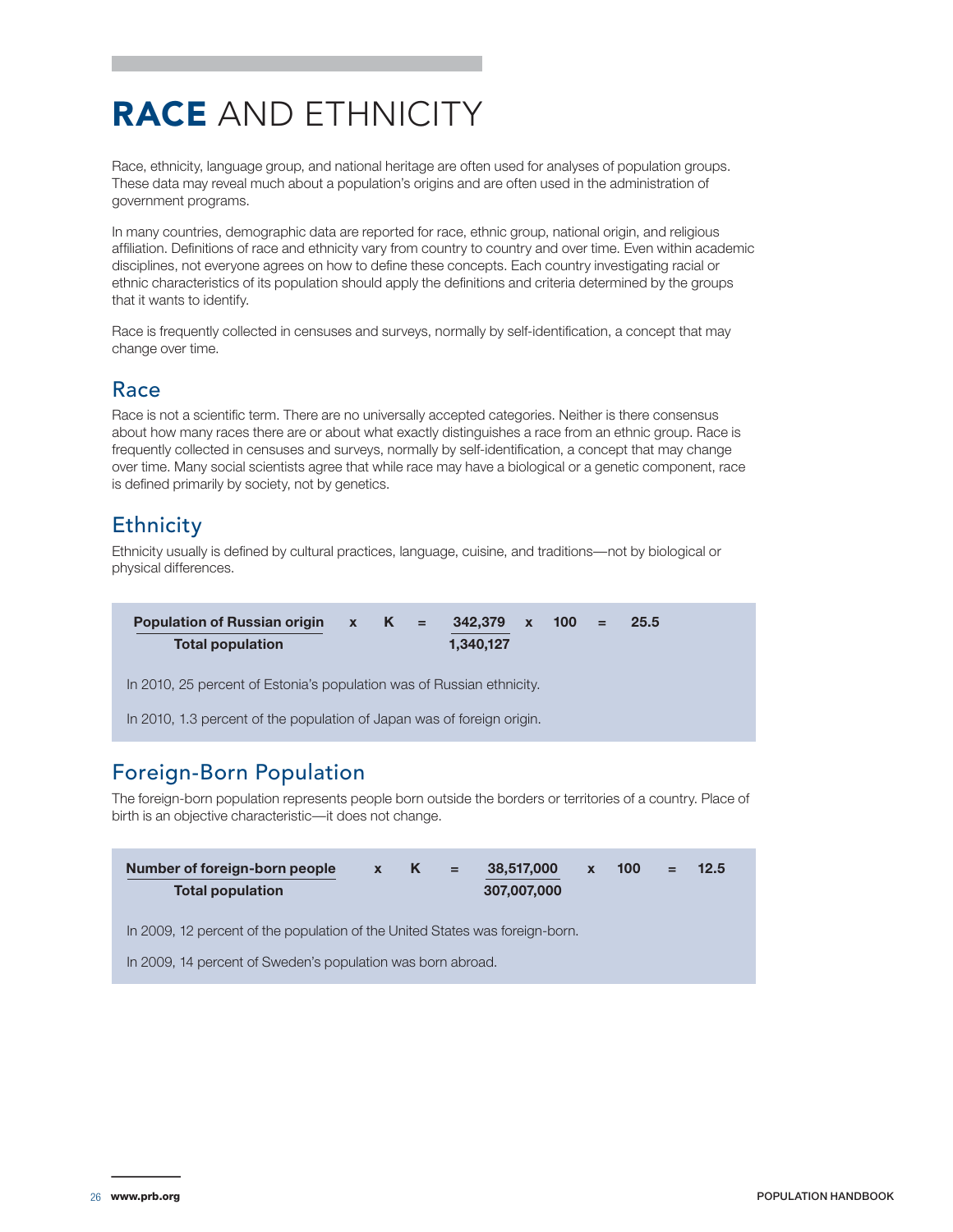# **RACE** AND ETHNICITY

Race, ethnicity, language group, and national heritage are often used for analyses of population groups. These data may reveal much about a population's origins and are often used in the administration of government programs.

In many countries, demographic data are reported for race, ethnic group, national origin, and religious affiliation. Definitions of race and ethnicity vary from country to country and over time. Even within academic disciplines, not everyone agrees on how to define these concepts. Each country investigating racial or ethnic characteristics of its population should apply the definitions and criteria determined by the groups that it wants to identify.

Race is frequently collected in censuses and surveys, normally by self-identification, a concept that may change over time.

## Race

Race is not a scientific term. There are no universally accepted categories. Neither is there consensus about how many races there are or about what exactly distinguishes a race from an ethnic group. Race is frequently collected in censuses and surveys, normally by self-identification, a concept that may change over time. Many social scientists agree that while race may have a biological or a genetic component, race is defined primarily by society, not by genetics.

## Ethnicity

Ethnicity usually is defined by cultural practices, language, cuisine, and traditions—not by biological or physical differences.

$$\frac{\textbf{Population of Russian origin}}{\textbf{Total population}} \times K = \frac{342{,}379}{1{,}340{,}127} \times 100 = 25.5$$

In 2010, 25 percent of Estonia's population was of Russian ethnicity.

In 2010, 1.3 percent of the population of Japan was of foreign origin.

## Foreign-Born Population

The foreign-born population represents people born outside the borders or territories of a country. Place of birth is an objective characteristic—it does not change.

$$\frac{\textbf{Number of foreign-born people}}{\textbf{Total population}} \times K = \frac{38{,}517{,}000}{307{,}007{,}000} \times 100 = 12.5$$

In 2009, 12 percent of the population of the United States was foreign-born.

In 2009, 14 percent of Sweden's population was born abroad.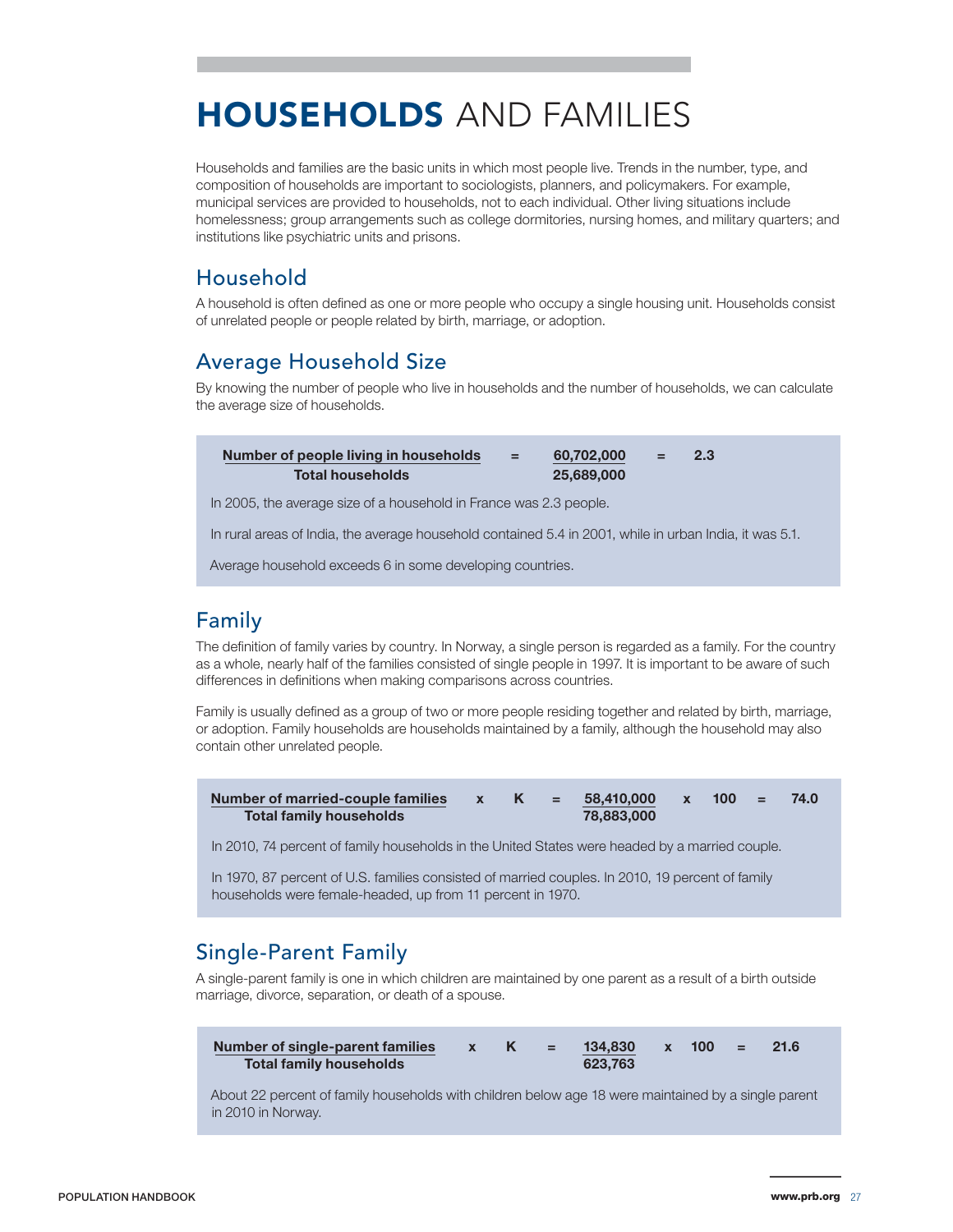# HOUSEHOLDS AND FAMILIES

Households and families are the basic units in which most people live. Trends in the number, type, and composition of households are important to sociologists, planners, and policymakers. For example, municipal services are provided to households, not to each individual. Other living situations include homelessness; group arrangements such as college dormitories, nursing homes, and military quarters; and institutions like psychiatric units and prisons.

## Household

A household is often defined as one or more people who occupy a single housing unit. Households consist of unrelated people or people related by birth, marriage, or adoption.

## Average Household Size

By knowing the number of people who live in households and the number of households, we can calculate the average size of households.

$$\frac{\textbf{Number of people living in households}}{\textbf{Total households}} = \frac{60{,}702{,}000}{25{,}689{,}000} = 2.3$$

In 2005, the average size of a household in France was 2.3 people.

In rural areas of India, the average household contained 5.4 in 2001, while in urban India, it was 5.1.

Average household exceeds 6 in some developing countries.

## Family

The definition of family varies by country. In Norway, a single person is regarded as a family. For the country as a whole, nearly half of the families consisted of single people in 1997. It is important to be aware of such differences in definitions when making comparisons across countries.

Family is usually defined as a group of two or more people residing together and related by birth, marriage, or adoption. Family households are households maintained by a family, although the household may also contain other unrelated people.

$$\frac{\textbf{Number of married-couple families}}{\textbf{Total family households}} \times K = \frac{58{,}410{,}000}{78{,}883{,}000} \times 100 = 74.0$$

In 2010, 74 percent of family households in the United States were headed by a married couple.

In 1970, 87 percent of U.S. families consisted of married couples. In 2010, 19 percent of family households were female-headed, up from 11 percent in 1970.

## Single-Parent Family

A single-parent family is one in which children are maintained by one parent as a result of a birth outside marriage, divorce, separation, or death of a spouse.

$$\frac{\textbf{Number of single-parent families}}{\textbf{Total family households}} \times K = \frac{134{,}830}{623{,}763} \times 100 = 21.6$$

About 22 percent of family households with children below age 18 were maintained by a single parent in 2010 in Norway.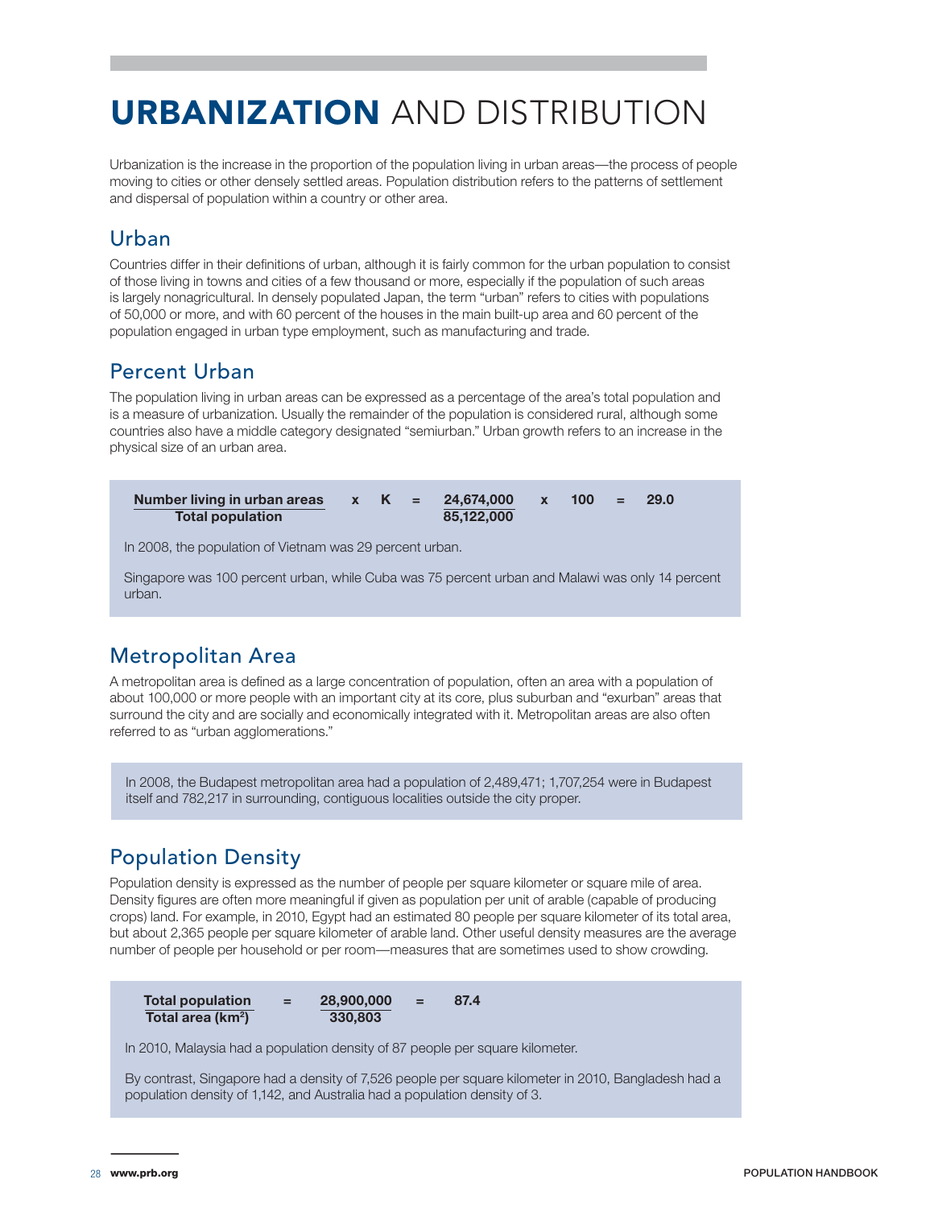# URBANIZATION AND DISTRIBUTION

Urbanization is the increase in the proportion of the population living in urban areas—the process of people moving to cities or other densely settled areas. Population distribution refers to the patterns of settlement and dispersal of population within a country or other area.

## Urban

Countries differ in their definitions of urban, although it is fairly common for the urban population to consist of those living in towns and cities of a few thousand or more, especially if the population of such areas is largely nonagricultural. In densely populated Japan, the term "urban" refers to cities with populations of 50,000 or more, and with 60 percent of the houses in the main built-up area and 60 percent of the population engaged in urban type employment, such as manufacturing and trade.

## Percent Urban

The population living in urban areas can be expressed as a percentage of the area's total population and is a measure of urbanization. Usually the remainder of the population is considered rural, although some countries also have a middle category designated "semiurban." Urban growth refers to an increase in the physical size of an urban area.

$$\frac{\textbf{Number living in urban areas}}{\textbf{Total population}} \times K = \frac{24{,}674{,}000}{85{,}122{,}000} \times 100 = 29.0$$

In 2008, the population of Vietnam was 29 percent urban.

Singapore was 100 percent urban, while Cuba was 75 percent urban and Malawi was only 14 percent urban.

## Metropolitan Area

A metropolitan area is defined as a large concentration of population, often an area with a population of about 100,000 or more people with an important city at its core, plus suburban and "exurban" areas that surround the city and are socially and economically integrated with it. Metropolitan areas are also often referred to as "urban agglomerations."

In 2008, the Budapest metropolitan area had a population of 2,489,471; 1,707,254 were in Budapest itself and 782,217 in surrounding, contiguous localities outside the city proper.

## Population Density

Population density is expressed as the number of people per square kilometer or square mile of area. Density figures are often more meaningful if given as population per unit of arable (capable of producing crops) land. For example, in 2010, Egypt had an estimated 80 people per square kilometer of its total area, but about 2,365 people per square kilometer of arable land. Other useful density measures are the average number of people per household or per room—measures that are sometimes used to show crowding.

$$\frac{\textbf{Total population}}{\textbf{Total area (km}^2\textbf{)}} = \frac{28{,}900{,}000}{330{,}803} = 87.4$$

In 2010, Malaysia had a population density of 87 people per square kilometer.

By contrast, Singapore had a density of 7,526 people per square kilometer in 2010, Bangladesh had a population density of 1,142, and Australia had a population density of 3.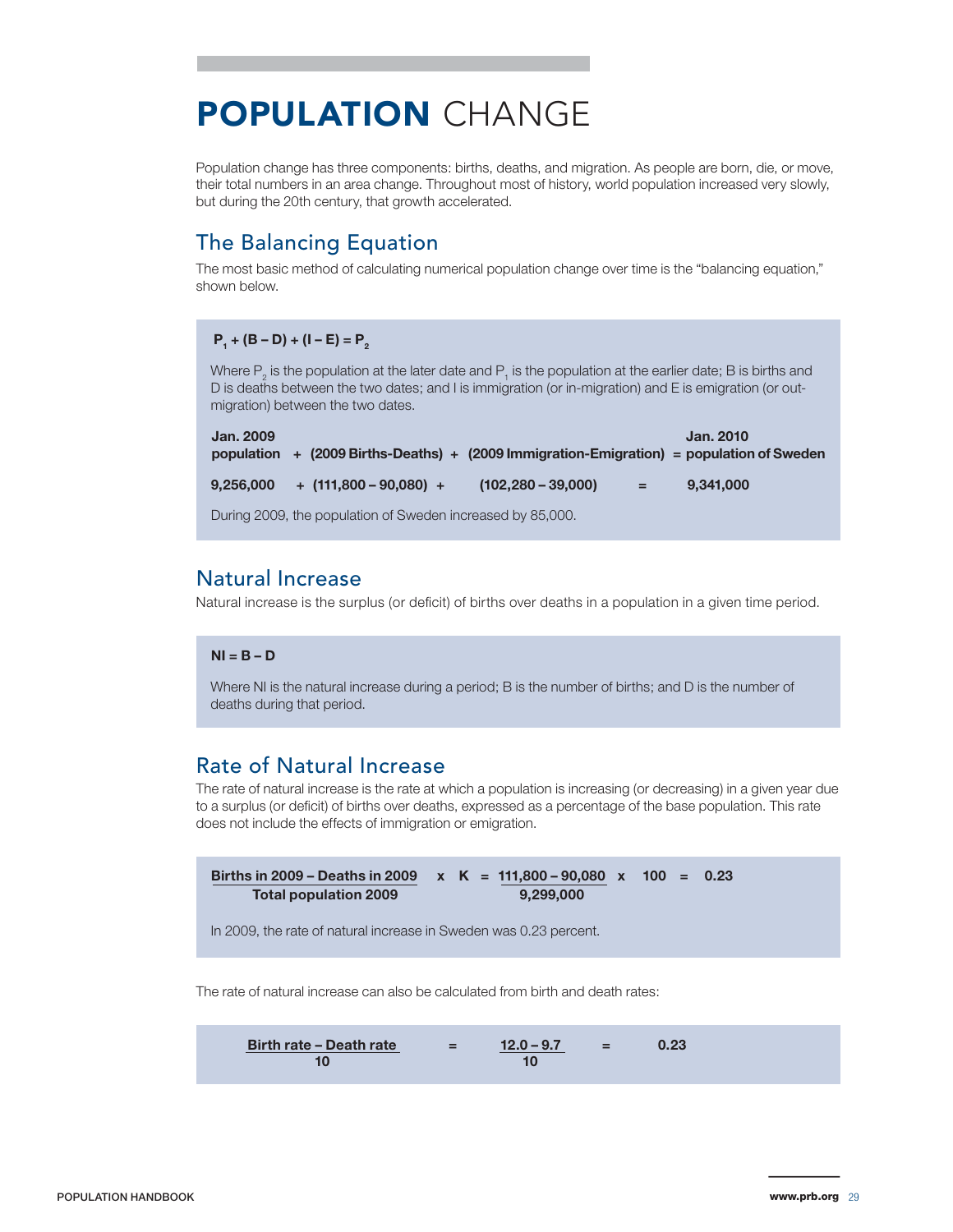# **POPULATION** CHANGE

Population change has three components: births, deaths, and migration. As people are born, die, or move, their total numbers in an area change. Throughout most of history, world population increased very slowly, but during the 20th century, that growth accelerated.

## The Balancing Equation

The most basic method of calculating numerical population change over time is the "balancing equation," shown below.

$$P_1 + (B - D) + (I - E) = P_2$$

Where $P_2$ is the population at the later date and $P_1$ is the population at the earlier date; B is births and D is deaths between the two dates; and I is immigration (or in-migration) and E is emigration (or out-migration) between the two dates.

| Jan. 2009 population | + | (2009 Births-Deaths) | + | (2009 Immigration-Emigration) | = | Jan. 2010 population of Sweden |
|---|---|---|---|---|---|---|
| 9,256,000 | + | (111,800 – 90,080) | + | (102,280 – 39,000) | = | 9,341,000 |

During 2009, the population of Sweden increased by 85,000.

## Natural Increase

Natural increase is the surplus (or deficit) of births over deaths in a population in a given time period.

$$NI = B - D$$

Where NI is the natural increase during a period; B is the number of births; and D is the number of deaths during that period.

## Rate of Natural Increase

The rate of natural increase is the rate at which a population is increasing (or decreasing) in a given year due to a surplus (or deficit) of births over deaths, expressed as a percentage of the base population. This rate does not include the effects of immigration or emigration.

$$\frac{\text{Births in 2009} - \text{Deaths in 2009}}{\text{Total population 2009}} \times K = \frac{111{,}800 - 90{,}080}{9{,}299{,}000} \times 100 = 0.23$$

In 2009, the rate of natural increase in Sweden was 0.23 percent.

The rate of natural increase can also be calculated from birth and death rates:

$$\frac{\text{Birth rate} - \text{Death rate}}{10} = \frac{12.0 - 9.7}{10} = 0.23$$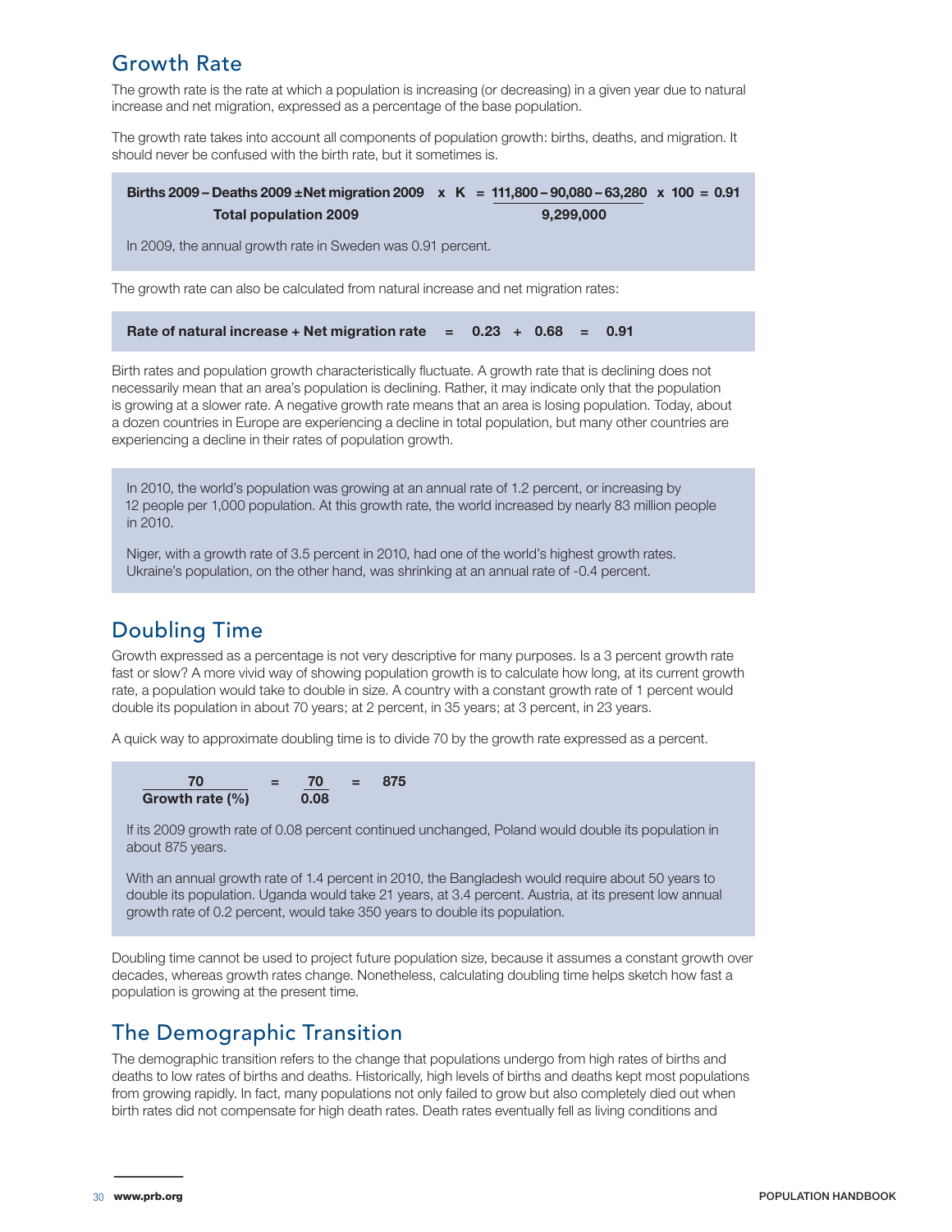## Growth Rate

The growth rate is the rate at which a population is increasing (or decreasing) in a given year due to natural increase and net migration, expressed as a percentage of the base population.

The growth rate takes into account all components of population growth: births, deaths, and migration. It should never be confused with the birth rate, but it sometimes is.

$$\frac{\textbf{Births 2009 – Deaths 2009 ±Net migration 2009}}{\textbf{Total population 2009}} \times K = \frac{111{,}800 - 90{,}080 - 63{,}280}{9{,}299{,}000} \times 100 = 0.91$$

In 2009, the annual growth rate in Sweden was 0.91 percent.

The growth rate can also be calculated from natural increase and net migration rates:

**Rate of natural increase + Net migration rate = 0.23 + 0.68 = 0.91**

Birth rates and population growth characteristically fluctuate. A growth rate that is declining does not necessarily mean that an area's population is declining. Rather, it may indicate only that the population is growing at a slower rate. A negative growth rate means that an area is losing population. Today, about a dozen countries in Europe are experiencing a decline in total population, but many other countries are experiencing a decline in their rates of population growth.

In 2010, the world's population was growing at an annual rate of 1.2 percent, or increasing by 12 people per 1,000 population. At this growth rate, the world increased by nearly 83 million people in 2010.

Niger, with a growth rate of 3.5 percent in 2010, had one of the world's highest growth rates. Ukraine's population, on the other hand, was shrinking at an annual rate of -0.4 percent.

## Doubling Time

Growth expressed as a percentage is not very descriptive for many purposes. Is a 3 percent growth rate fast or slow? A more vivid way of showing population growth is to calculate how long, at its current growth rate, a population would take to double in size. A country with a constant growth rate of 1 percent would double its population in about 70 years; at 2 percent, in 35 years; at 3 percent, in 23 years.

A quick way to approximate doubling time is to divide 70 by the growth rate expressed as a percent.

$$\frac{\textbf{70}}{\textbf{Growth rate (\%)}} = \frac{70}{0.08} = 875$$

If its 2009 growth rate of 0.08 percent continued unchanged, Poland would double its population in about 875 years.

With an annual growth rate of 1.4 percent in 2010, the Bangladesh would require about 50 years to double its population. Uganda would take 21 years, at 3.4 percent. Austria, at its present low annual growth rate of 0.2 percent, would take 350 years to double its population.

Doubling time cannot be used to project future population size, because it assumes a constant growth over decades, whereas growth rates change. Nonetheless, calculating doubling time helps sketch how fast a population is growing at the present time.

## The Demographic Transition

The demographic transition refers to the change that populations undergo from high rates of births and deaths to low rates of births and deaths. Historically, high levels of births and deaths kept most populations from growing rapidly. In fact, many populations not only failed to grow but also completely died out when birth rates did not compensate for high death rates. Death rates eventually fell as living conditions and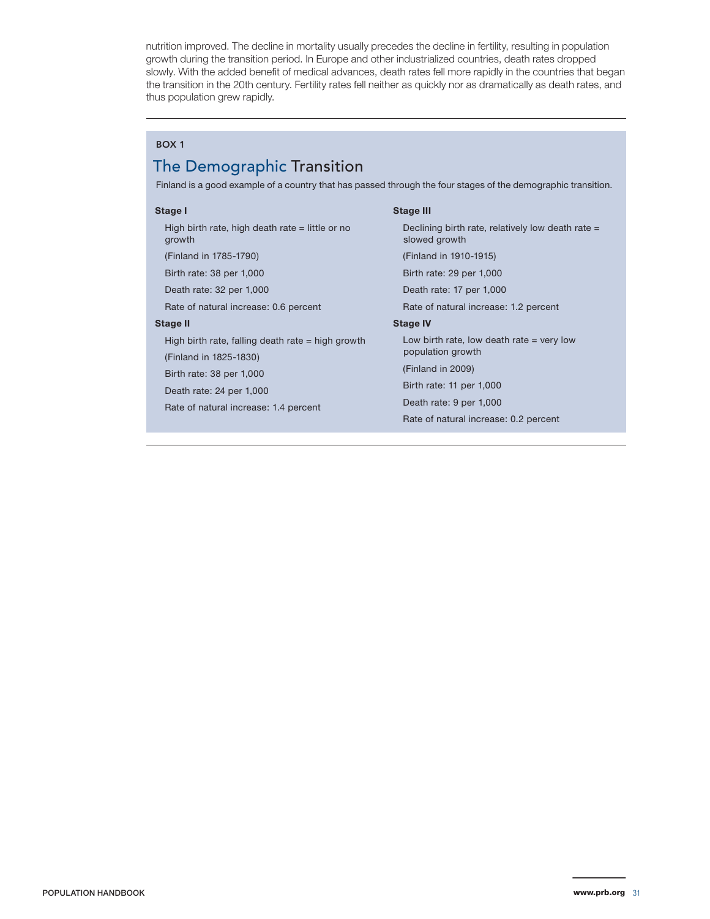nutrition improved. The decline in mortality usually precedes the decline in fertility, resulting in population growth during the transition period. In Europe and other industrialized countries, death rates dropped slowly. With the added benefit of medical advances, death rates fell more rapidly in the countries that began the transition in the 20th century. Fertility rates fell neither as quickly nor as dramatically as death rates, and thus population grew rapidly.

---

**BOX 1**

## The Demographic Transition

Finland is a good example of a country that has passed through the four stages of the demographic transition.

**Stage I**

High birth rate, high death rate = little or no growth

(Finland in 1785-1790)

Birth rate: 38 per 1,000

Death rate: 32 per 1,000

Rate of natural increase: 0.6 percent

**Stage II**

High birth rate, falling death rate = high growth

(Finland in 1825-1830)

Birth rate: 38 per 1,000

Death rate: 24 per 1,000

Rate of natural increase: 1.4 percent

**Stage III**

Declining birth rate, relatively low death rate = slowed growth

(Finland in 1910-1915)

Birth rate: 29 per 1,000

Death rate: 17 per 1,000

Rate of natural increase: 1.2 percent

**Stage IV**

Low birth rate, low death rate = very low population growth

(Finland in 2009)

Birth rate: 11 per 1,000

Death rate: 9 per 1,000

Rate of natural increase: 0.2 percent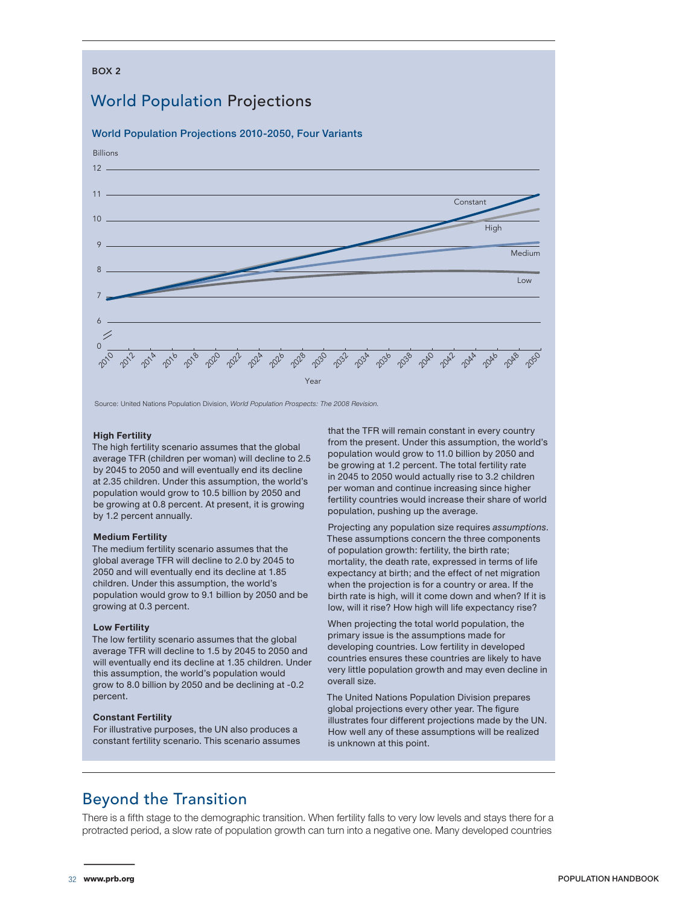BOX 2

## World Population Projections

### World Population Projections 2010-2050, Four Variants

Source: United Nations Population Division, *World Population Prospects: The 2008 Revision.*

**High Fertility**
The high fertility scenario assumes that the global average TFR (children per woman) will decline to 2.5 by 2045 to 2050 and will eventually end its decline at 2.35 children. Under this assumption, the world's population would grow to 10.5 billion by 2050 and be growing at 0.8 percent. At present, it is growing by 1.2 percent annually.

**Medium Fertility**
The medium fertility scenario assumes that the global average TFR will decline to 2.0 by 2045 to 2050 and will eventually end its decline at 1.85 children. Under this assumption, the world's population would grow to 9.1 billion by 2050 and be growing at 0.3 percent.

**Low Fertility**
The low fertility scenario assumes that the global average TFR will decline to 1.5 by 2045 to 2050 and will eventually end its decline at 1.35 children. Under this assumption, the world's population would grow to 8.0 billion by 2050 and be declining at -0.2 percent.

**Constant Fertility**
For illustrative purposes, the UN also produces a constant fertility scenario. This scenario assumes that the TFR will remain constant in every country from the present. Under this assumption, the world's population would grow to 11.0 billion by 2050 and be growing at 1.2 percent. The total fertility rate in 2045 to 2050 would actually rise to 3.2 children per woman and continue increasing since higher fertility countries would increase their share of world population, pushing up the average.

Projecting any population size requires *assumptions*. These assumptions concern the three components of population growth: fertility, the birth rate; mortality, the death rate, expressed in terms of life expectancy at birth; and the effect of net migration when the projection is for a country or area. If the birth rate is high, will it come down and when? If it is low, will it rise? How high will life expectancy rise?

When projecting the total world population, the primary issue is the assumptions made for developing countries. Low fertility in developed countries ensures these countries are likely to have very little population growth and may even decline in overall size.

The United Nations Population Division prepares global projections every other year. The figure illustrates four different projections made by the UN. How well any of these assumptions will be realized is unknown at this point.

## Beyond the Transition

There is a fifth stage to the demographic transition. When fertility falls to very low levels and stays there for a protracted period, a slow rate of population growth can turn into a negative one. Many developed countries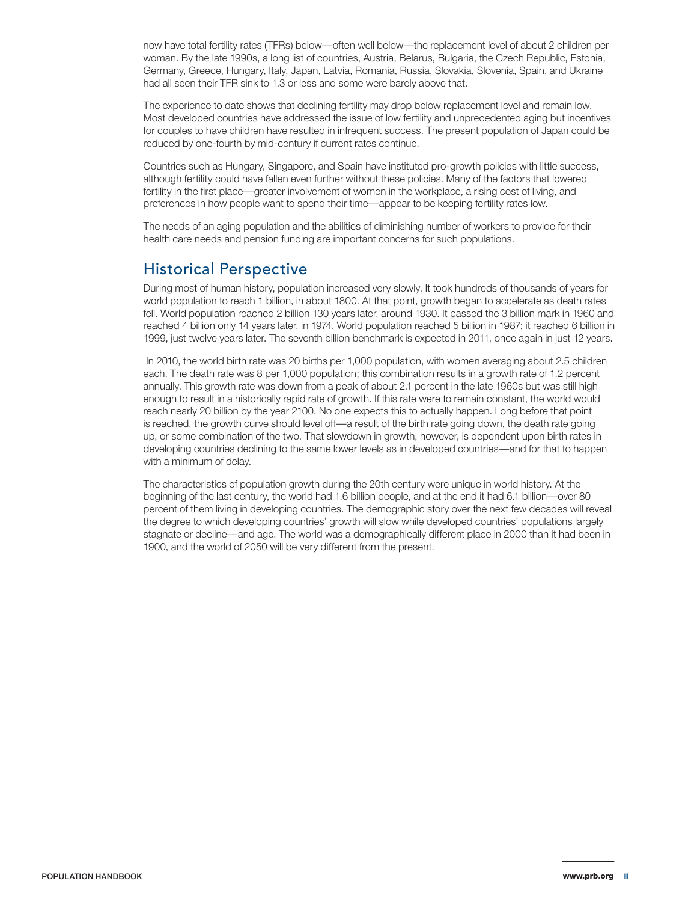now have total fertility rates (TFRs) below—often well below—the replacement level of about 2 children per woman. By the late 1990s, a long list of countries, Austria, Belarus, Bulgaria, the Czech Republic, Estonia, Germany, Greece, Hungary, Italy, Japan, Latvia, Romania, Russia, Slovakia, Slovenia, Spain, and Ukraine had all seen their TFR sink to 1.3 or less and some were barely above that.

The experience to date shows that declining fertility may drop below replacement level and remain low. Most developed countries have addressed the issue of low fertility and unprecedented aging but incentives for couples to have children have resulted in infrequent success. The present population of Japan could be reduced by one-fourth by mid-century if current rates continue.

Countries such as Hungary, Singapore, and Spain have instituted pro-growth policies with little success, although fertility could have fallen even further without these policies. Many of the factors that lowered fertility in the first place—greater involvement of women in the workplace, a rising cost of living, and preferences in how people want to spend their time—appear to be keeping fertility rates low.

The needs of an aging population and the abilities of diminishing number of workers to provide for their health care needs and pension funding are important concerns for such populations.

## Historical Perspective

During most of human history, population increased very slowly. It took hundreds of thousands of years for world population to reach 1 billion, in about 1800. At that point, growth began to accelerate as death rates fell. World population reached 2 billion 130 years later, around 1930. It passed the 3 billion mark in 1960 and reached 4 billion only 14 years later, in 1974. World population reached 5 billion in 1987; it reached 6 billion in 1999, just twelve years later. The seventh billion benchmark is expected in 2011, once again in just 12 years.

In 2010, the world birth rate was 20 births per 1,000 population, with women averaging about 2.5 children each. The death rate was 8 per 1,000 population; this combination results in a growth rate of 1.2 percent annually. This growth rate was down from a peak of about 2.1 percent in the late 1960s but was still high enough to result in a historically rapid rate of growth. If this rate were to remain constant, the world would reach nearly 20 billion by the year 2100. No one expects this to actually happen. Long before that point is reached, the growth curve should level off—a result of the birth rate going down, the death rate going up, or some combination of the two. That slowdown in growth, however, is dependent upon birth rates in developing countries declining to the same lower levels as in developed countries—and for that to happen with a minimum of delay.

The characteristics of population growth during the 20th century were unique in world history. At the beginning of the last century, the world had 1.6 billion people, and at the end it had 6.1 billion—over 80 percent of them living in developing countries. The demographic story over the next few decades will reveal the degree to which developing countries' growth will slow while developed countries' populations largely stagnate or decline—and age. The world was a demographically different place in 2000 than it had been in 1900, and the world of 2050 will be very different from the present.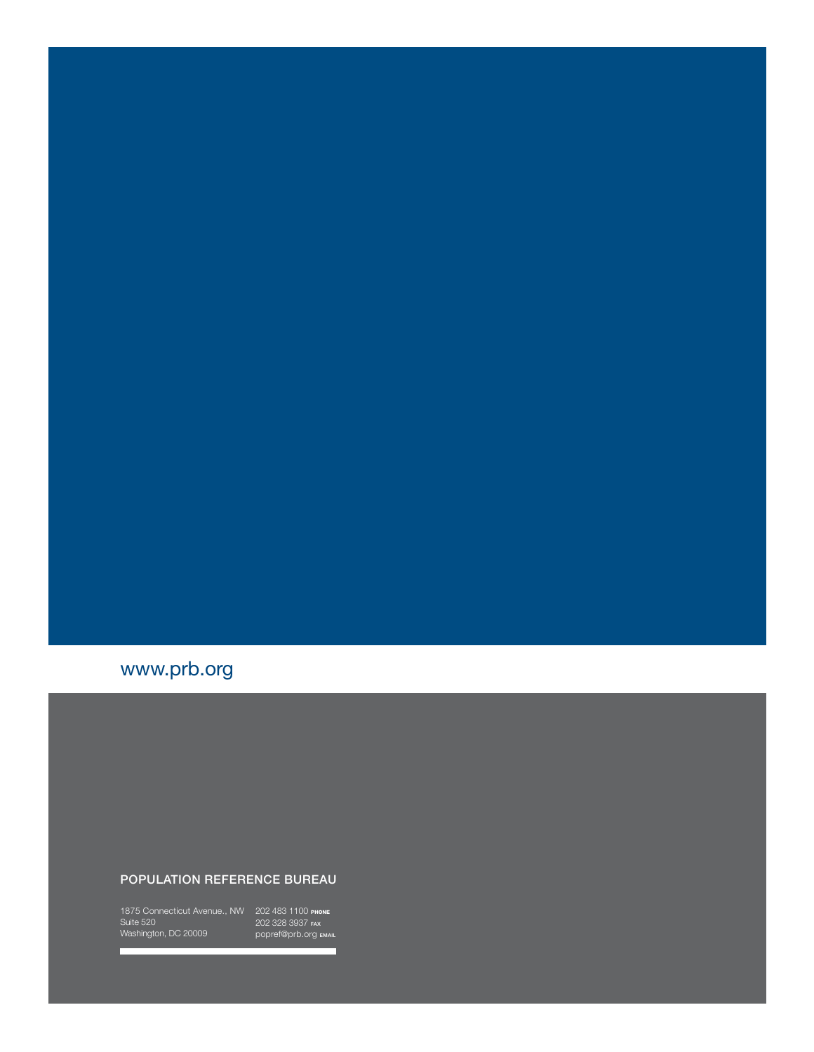www.prb.org

POPULATION REFERENCE BUREAU

1875 Connecticut Avenue., NW
Suite 520
Washington, DC 20009

202 483 1100 PHONE
202 328 3937 FAX
popref@prb.org EMAIL